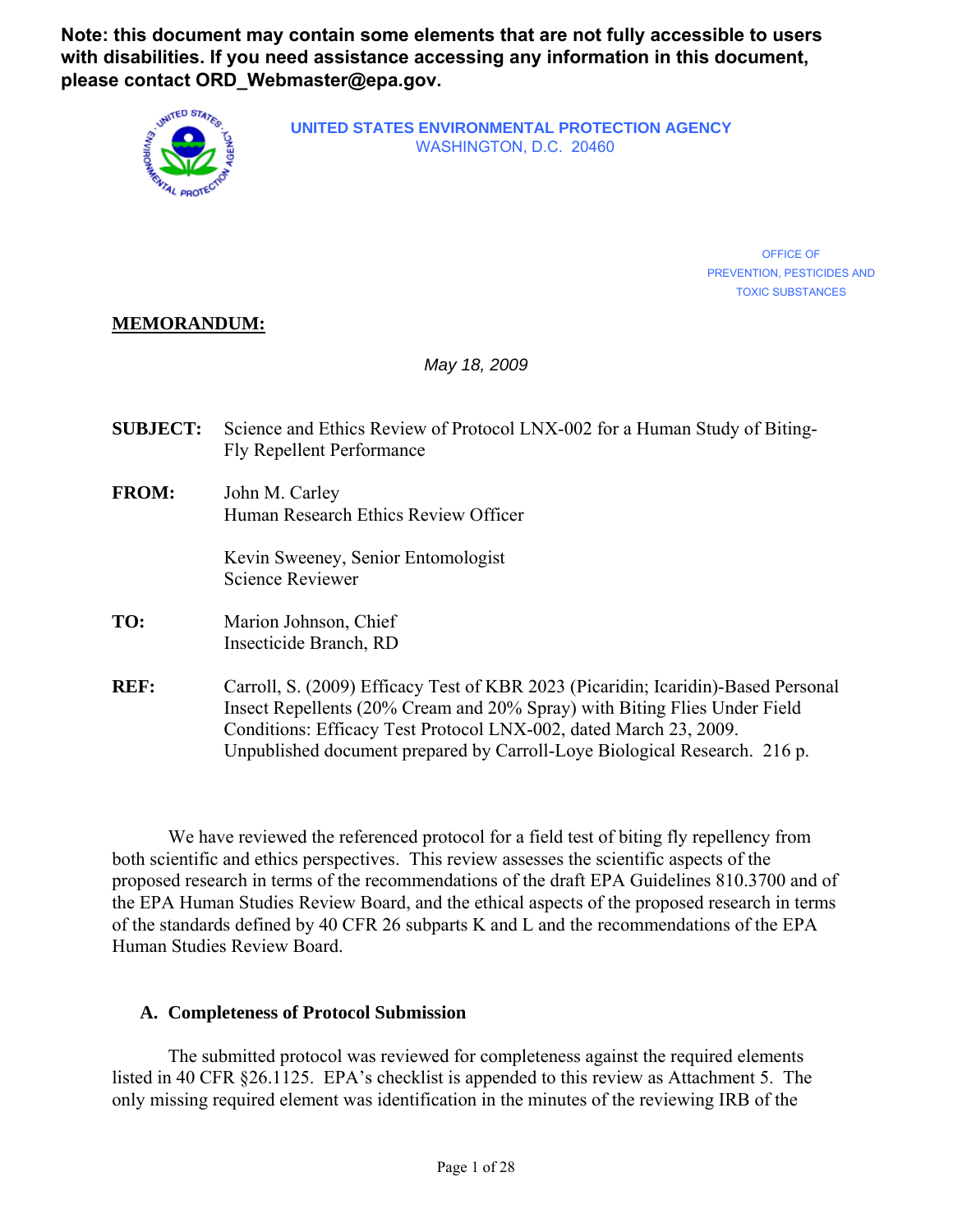**Note: this document may contain some elements that are not fully accessible to users with disabilities. If you need assistance accessing any information in this document, please contact ORD_Webmaster@epa.gov.**

UNITED STATES ENVIRONMENTAL PROTECTION AGENCY
WASHINGTON, D.C. 20460

OFFICE OF
PREVENTION, PESTICIDES AND
TOXIC SUBSTANCES

**MEMORANDUM:**

*May 18, 2009*

**SUBJECT:** Science and Ethics Review of Protocol LNX-002 for a Human Study of Biting-Fly Repellent Performance

**FROM:** John M. Carley
Human Research Ethics Review Officer

Kevin Sweeney, Senior Entomologist
Science Reviewer

**TO:** Marion Johnson, Chief
Insecticide Branch, RD

**REF:** Carroll, S. (2009) Efficacy Test of KBR 2023 (Picaridin; Icaridin)-Based Personal Insect Repellents (20% Cream and 20% Spray) with Biting Flies Under Field Conditions: Efficacy Test Protocol LNX-002, dated March 23, 2009. Unpublished document prepared by Carroll-Loye Biological Research. 216 p.

We have reviewed the referenced protocol for a field test of biting fly repellency from both scientific and ethics perspectives. This review assesses the scientific aspects of the proposed research in terms of the recommendations of the draft EPA Guidelines 810.3700 and of the EPA Human Studies Review Board, and the ethical aspects of the proposed research in terms of the standards defined by 40 CFR 26 subparts K and L and the recommendations of the EPA Human Studies Review Board.

## A. Completeness of Protocol Submission

The submitted protocol was reviewed for completeness against the required elements listed in 40 CFR §26.1125. EPA's checklist is appended to this review as Attachment 5. The only missing required element was identification in the minutes of the reviewing IRB of the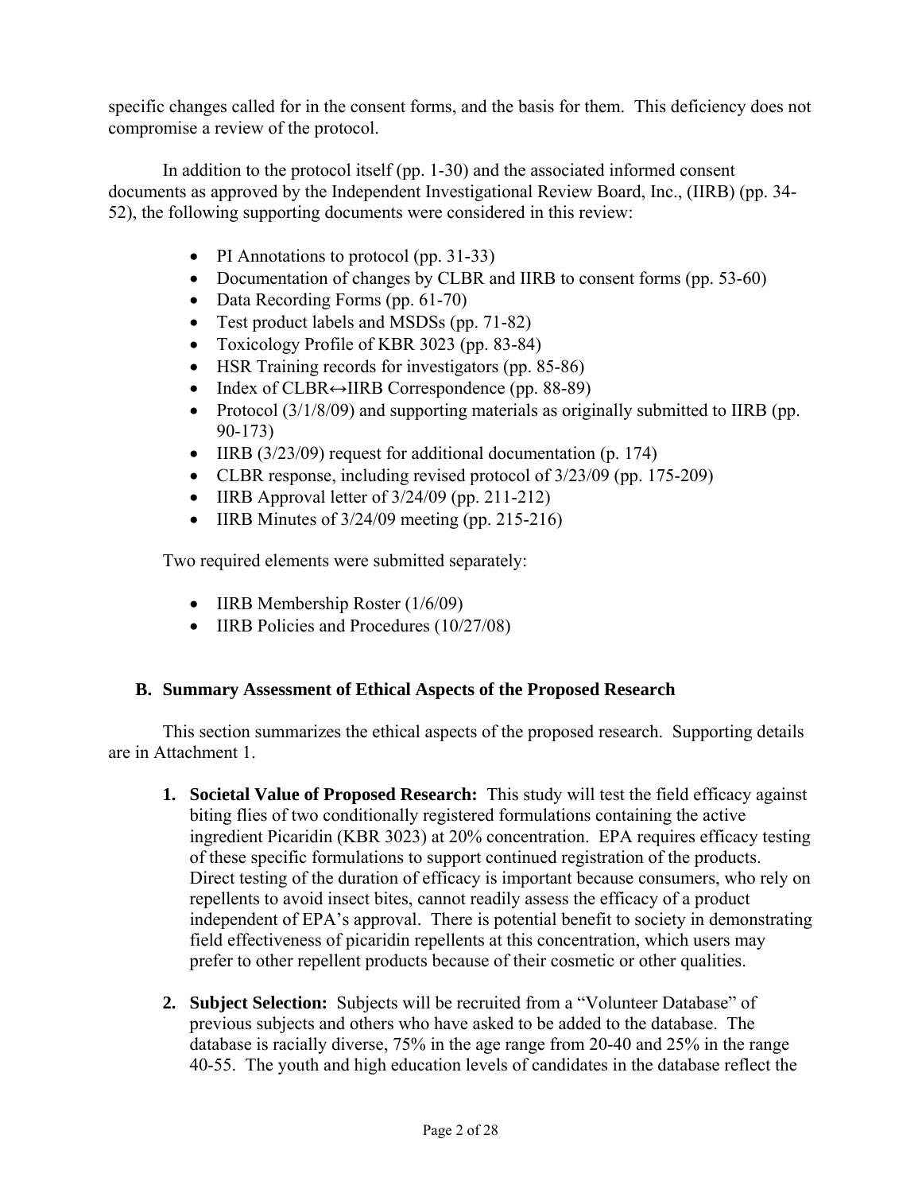specific changes called for in the consent forms, and the basis for them. This deficiency does not compromise a review of the protocol.

In addition to the protocol itself (pp. 1-30) and the associated informed consent documents as approved by the Independent Investigational Review Board, Inc., (IIRB) (pp. 34-52), the following supporting documents were considered in this review:

- PI Annotations to protocol (pp. 31-33)
- Documentation of changes by CLBR and IIRB to consent forms (pp. 53-60)
- Data Recording Forms (pp. 61-70)
- Test product labels and MSDSs (pp. 71-82)
- Toxicology Profile of KBR 3023 (pp. 83-84)
- HSR Training records for investigators (pp. 85-86)
- Index of CLBR↔IIRB Correspondence (pp. 88-89)
- Protocol (3/1/8/09) and supporting materials as originally submitted to IIRB (pp. 90-173)
- IIRB (3/23/09) request for additional documentation (p. 174)
- CLBR response, including revised protocol of 3/23/09 (pp. 175-209)
- IIRB Approval letter of 3/24/09 (pp. 211-212)
- IIRB Minutes of 3/24/09 meeting (pp. 215-216)

Two required elements were submitted separately:

- IIRB Membership Roster (1/6/09)
- IIRB Policies and Procedures (10/27/08)

## B. Summary Assessment of Ethical Aspects of the Proposed Research

This section summarizes the ethical aspects of the proposed research. Supporting details are in Attachment 1.

1. **Societal Value of Proposed Research:** This study will test the field efficacy against biting flies of two conditionally registered formulations containing the active ingredient Picaridin (KBR 3023) at 20% concentration. EPA requires efficacy testing of these specific formulations to support continued registration of the products. Direct testing of the duration of efficacy is important because consumers, who rely on repellents to avoid insect bites, cannot readily assess the efficacy of a product independent of EPA's approval. There is potential benefit to society in demonstrating field effectiveness of picaridin repellents at this concentration, which users may prefer to other repellent products because of their cosmetic or other qualities.

2. **Subject Selection:** Subjects will be recruited from a "Volunteer Database" of previous subjects and others who have asked to be added to the database. The database is racially diverse, 75% in the age range from 20-40 and 25% in the range 40-55. The youth and high education levels of candidates in the database reflect the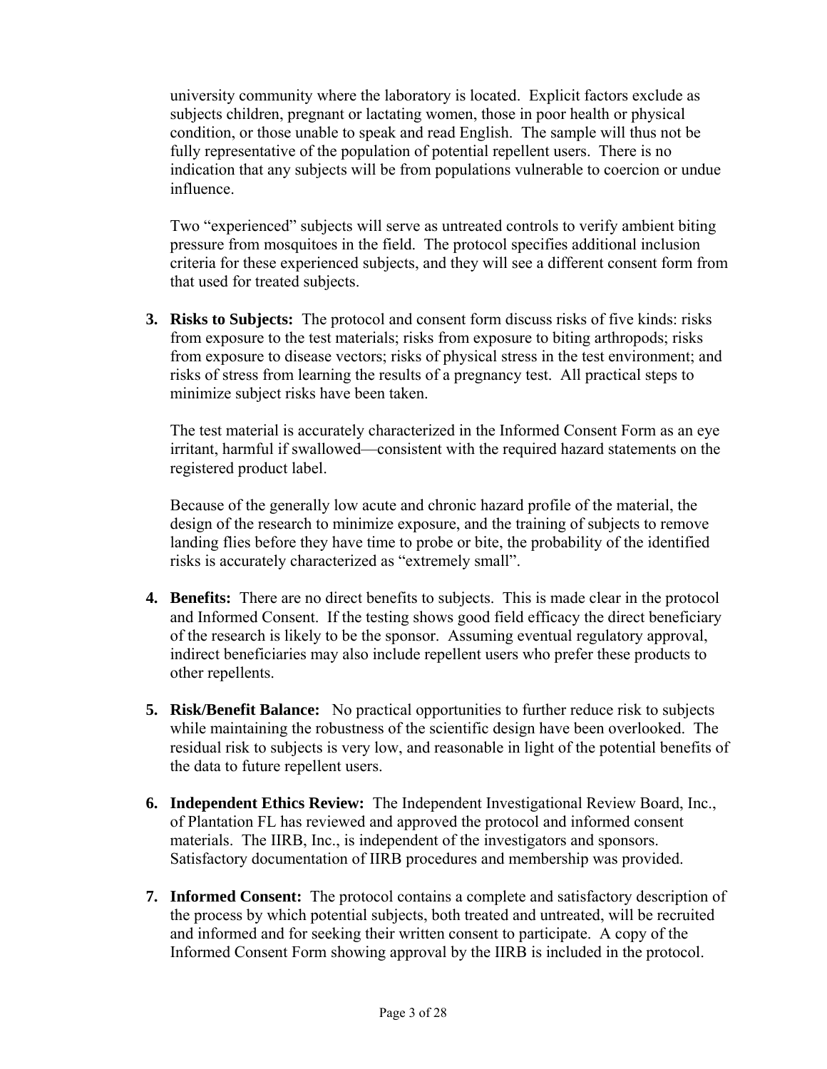university community where the laboratory is located. Explicit factors exclude as subjects children, pregnant or lactating women, those in poor health or physical condition, or those unable to speak and read English. The sample will thus not be fully representative of the population of potential repellent users. There is no indication that any subjects will be from populations vulnerable to coercion or undue influence.

Two "experienced" subjects will serve as untreated controls to verify ambient biting pressure from mosquitoes in the field. The protocol specifies additional inclusion criteria for these experienced subjects, and they will see a different consent form from that used for treated subjects.

3. **Risks to Subjects:** The protocol and consent form discuss risks of five kinds: risks from exposure to the test materials; risks from exposure to biting arthropods; risks from exposure to disease vectors; risks of physical stress in the test environment; and risks of stress from learning the results of a pregnancy test. All practical steps to minimize subject risks have been taken.

   The test material is accurately characterized in the Informed Consent Form as an eye irritant, harmful if swallowed—consistent with the required hazard statements on the registered product label.

   Because of the generally low acute and chronic hazard profile of the material, the design of the research to minimize exposure, and the training of subjects to remove landing flies before they have time to probe or bite, the probability of the identified risks is accurately characterized as "extremely small".

4. **Benefits:** There are no direct benefits to subjects. This is made clear in the protocol and Informed Consent. If the testing shows good field efficacy the direct beneficiary of the research is likely to be the sponsor. Assuming eventual regulatory approval, indirect beneficiaries may also include repellent users who prefer these products to other repellents.

5. **Risk/Benefit Balance:** No practical opportunities to further reduce risk to subjects while maintaining the robustness of the scientific design have been overlooked. The residual risk to subjects is very low, and reasonable in light of the potential benefits of the data to future repellent users.

6. **Independent Ethics Review:** The Independent Investigational Review Board, Inc., of Plantation FL has reviewed and approved the protocol and informed consent materials. The IIRB, Inc., is independent of the investigators and sponsors. Satisfactory documentation of IIRB procedures and membership was provided.

7. **Informed Consent:** The protocol contains a complete and satisfactory description of the process by which potential subjects, both treated and untreated, will be recruited and informed and for seeking their written consent to participate. A copy of the Informed Consent Form showing approval by the IIRB is included in the protocol.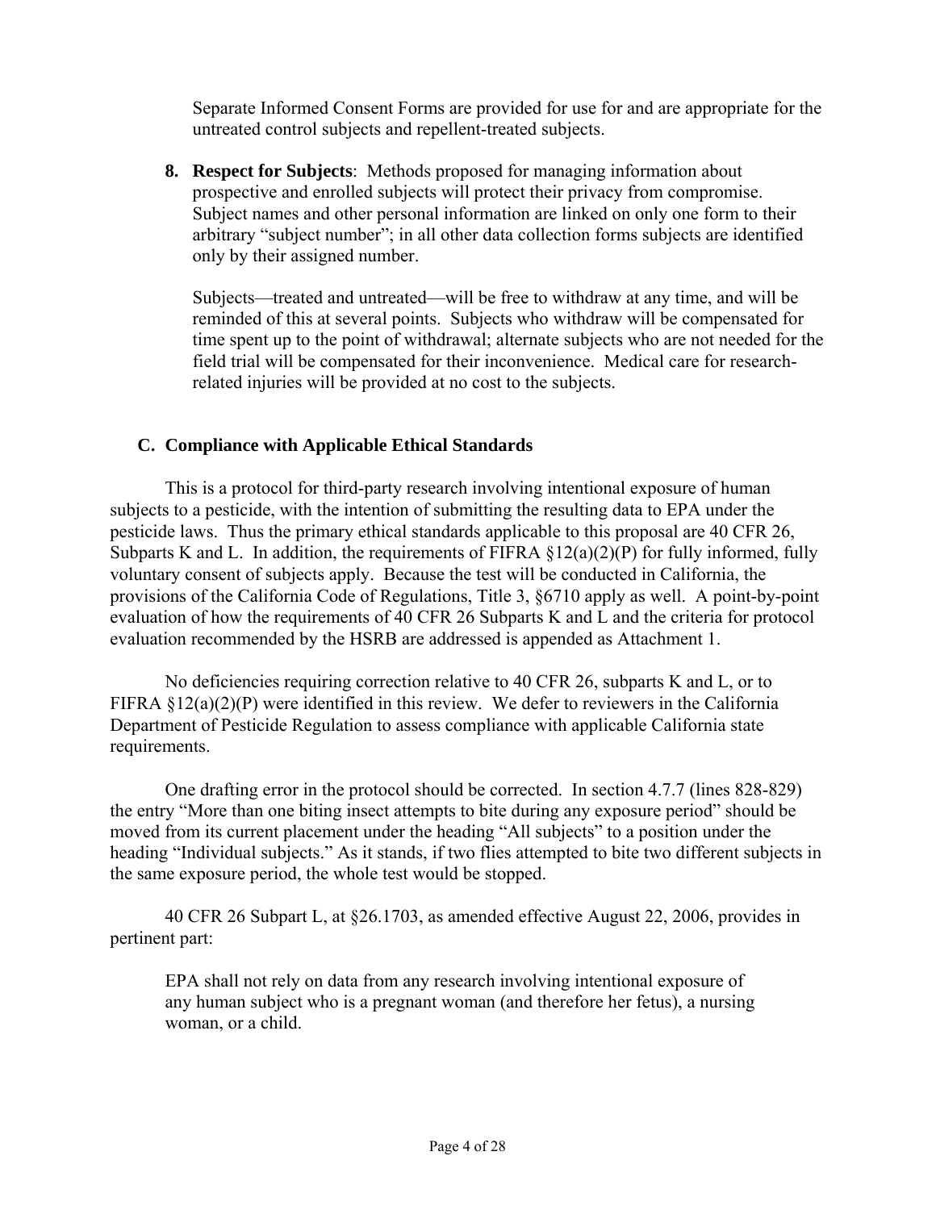Separate Informed Consent Forms are provided for use for and are appropriate for the untreated control subjects and repellent-treated subjects.

8. **Respect for Subjects**: Methods proposed for managing information about prospective and enrolled subjects will protect their privacy from compromise. Subject names and other personal information are linked on only one form to their arbitrary "subject number"; in all other data collection forms subjects are identified only by their assigned number.

   Subjects—treated and untreated—will be free to withdraw at any time, and will be reminded of this at several points. Subjects who withdraw will be compensated for time spent up to the point of withdrawal; alternate subjects who are not needed for the field trial will be compensated for their inconvenience. Medical care for research-related injuries will be provided at no cost to the subjects.

## C. Compliance with Applicable Ethical Standards

This is a protocol for third-party research involving intentional exposure of human subjects to a pesticide, with the intention of submitting the resulting data to EPA under the pesticide laws. Thus the primary ethical standards applicable to this proposal are 40 CFR 26, Subparts K and L. In addition, the requirements of FIFRA §12(a)(2)(P) for fully informed, fully voluntary consent of subjects apply. Because the test will be conducted in California, the provisions of the California Code of Regulations, Title 3, §6710 apply as well. A point-by-point evaluation of how the requirements of 40 CFR 26 Subparts K and L and the criteria for protocol evaluation recommended by the HSRB are addressed is appended as Attachment 1.

No deficiencies requiring correction relative to 40 CFR 26, subparts K and L, or to FIFRA §12(a)(2)(P) were identified in this review. We defer to reviewers in the California Department of Pesticide Regulation to assess compliance with applicable California state requirements.

One drafting error in the protocol should be corrected. In section 4.7.7 (lines 828-829) the entry "More than one biting insect attempts to bite during any exposure period" should be moved from its current placement under the heading "All subjects" to a position under the heading "Individual subjects." As it stands, if two flies attempted to bite two different subjects in the same exposure period, the whole test would be stopped.

40 CFR 26 Subpart L, at §26.1703, as amended effective August 22, 2006, provides in pertinent part:

> EPA shall not rely on data from any research involving intentional exposure of any human subject who is a pregnant woman (and therefore her fetus), a nursing woman, or a child.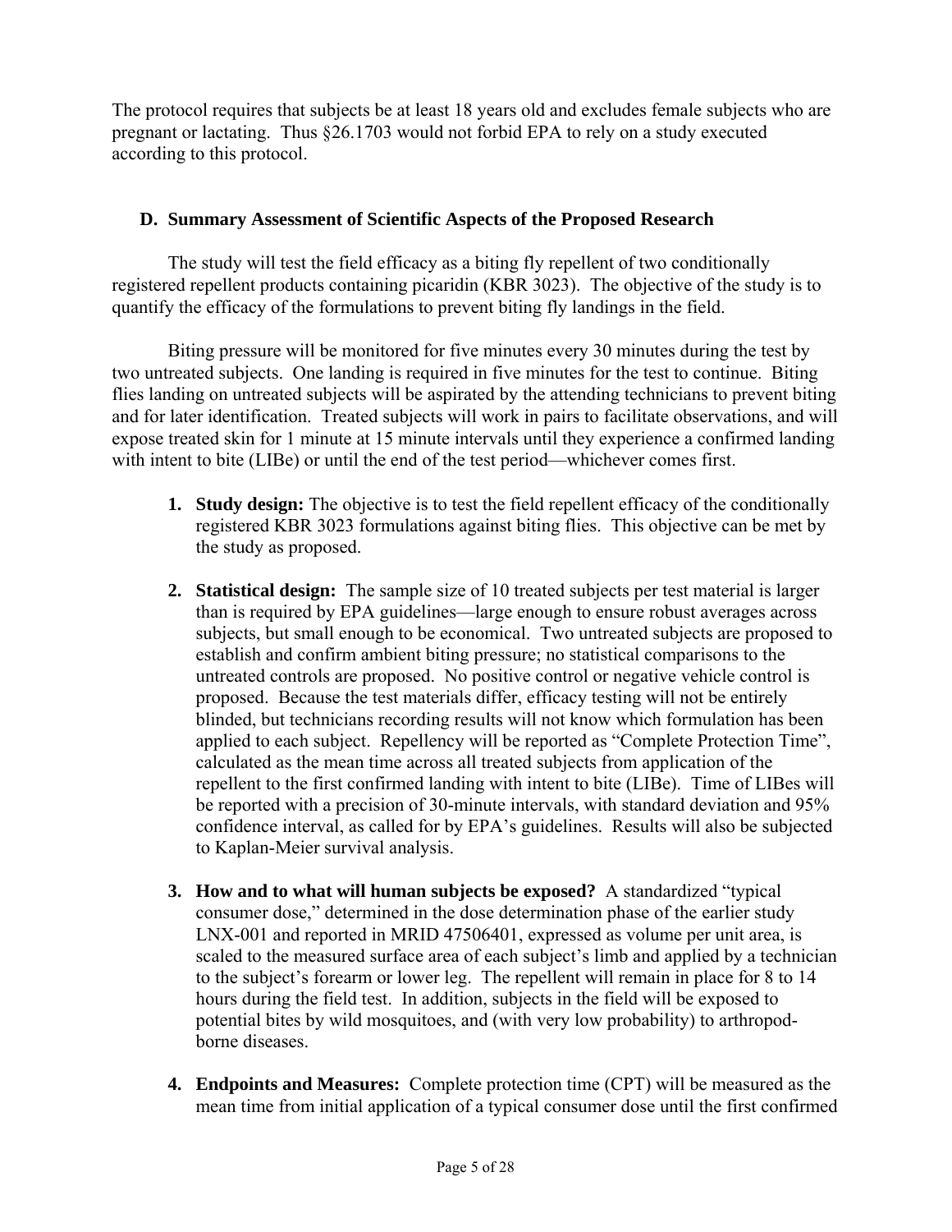The protocol requires that subjects be at least 18 years old and excludes female subjects who are pregnant or lactating. Thus §26.1703 would not forbid EPA to rely on a study executed according to this protocol.

### D. Summary Assessment of Scientific Aspects of the Proposed Research

The study will test the field efficacy as a biting fly repellent of two conditionally registered repellent products containing picaridin (KBR 3023). The objective of the study is to quantify the efficacy of the formulations to prevent biting fly landings in the field.

Biting pressure will be monitored for five minutes every 30 minutes during the test by two untreated subjects. One landing is required in five minutes for the test to continue. Biting flies landing on untreated subjects will be aspirated by the attending technicians to prevent biting and for later identification. Treated subjects will work in pairs to facilitate observations, and will expose treated skin for 1 minute at 15 minute intervals until they experience a confirmed landing with intent to bite (LIBe) or until the end of the test period—whichever comes first.

1. **Study design:** The objective is to test the field repellent efficacy of the conditionally registered KBR 3023 formulations against biting flies. This objective can be met by the study as proposed.

2. **Statistical design:** The sample size of 10 treated subjects per test material is larger than is required by EPA guidelines—large enough to ensure robust averages across subjects, but small enough to be economical. Two untreated subjects are proposed to establish and confirm ambient biting pressure; no statistical comparisons to the untreated controls are proposed. No positive control or negative vehicle control is proposed. Because the test materials differ, efficacy testing will not be entirely blinded, but technicians recording results will not know which formulation has been applied to each subject. Repellency will be reported as "Complete Protection Time", calculated as the mean time across all treated subjects from application of the repellent to the first confirmed landing with intent to bite (LIBe). Time of LIBes will be reported with a precision of 30-minute intervals, with standard deviation and 95% confidence interval, as called for by EPA's guidelines. Results will also be subjected to Kaplan-Meier survival analysis.

3. **How and to what will human subjects be exposed?** A standardized "typical consumer dose," determined in the dose determination phase of the earlier study LNX-001 and reported in MRID 47506401, expressed as volume per unit area, is scaled to the measured surface area of each subject's limb and applied by a technician to the subject's forearm or lower leg. The repellent will remain in place for 8 to 14 hours during the field test. In addition, subjects in the field will be exposed to potential bites by wild mosquitoes, and (with very low probability) to arthropod-borne diseases.

4. **Endpoints and Measures:** Complete protection time (CPT) will be measured as the mean time from initial application of a typical consumer dose until the first confirmed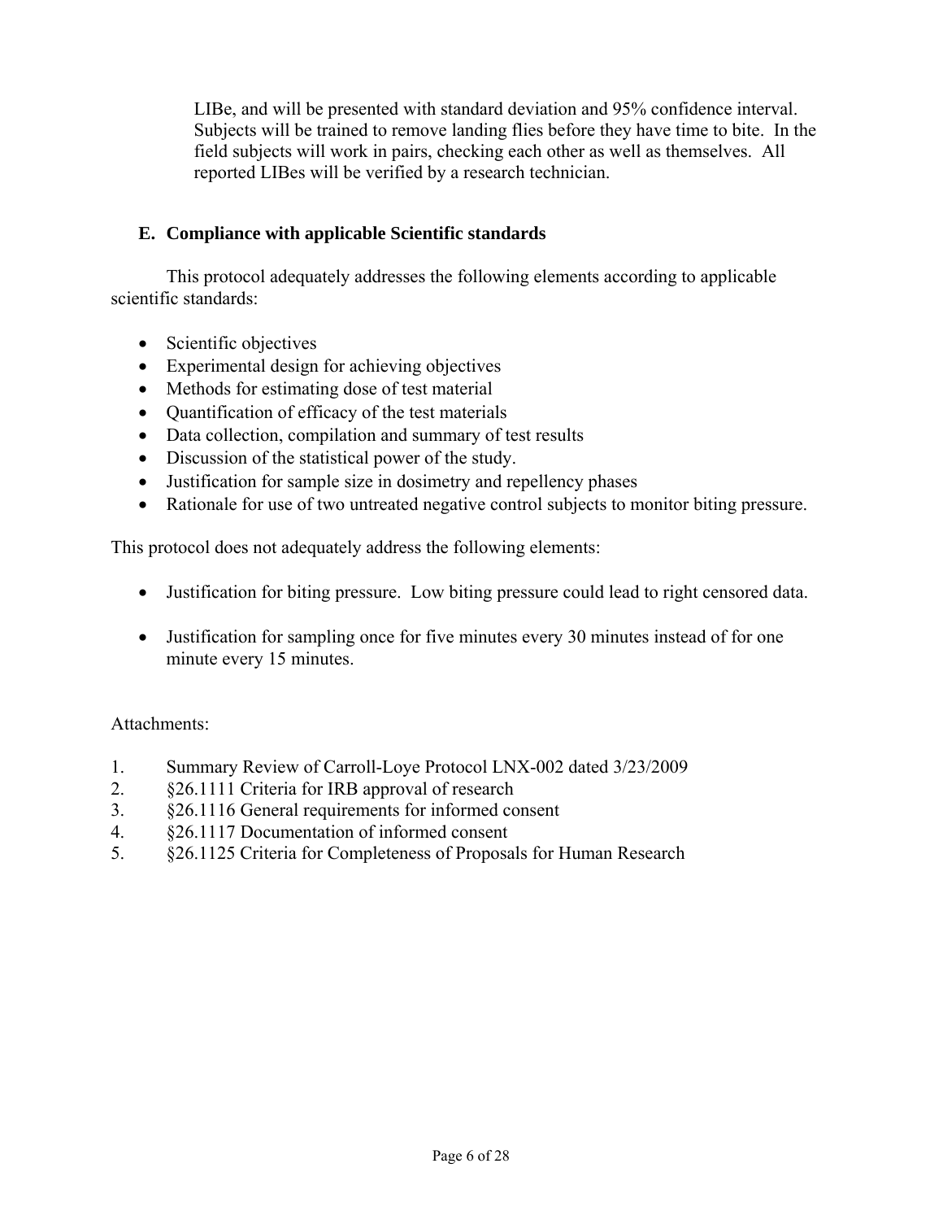LIBe, and will be presented with standard deviation and 95% confidence interval. Subjects will be trained to remove landing flies before they have time to bite. In the field subjects will work in pairs, checking each other as well as themselves. All reported LIBes will be verified by a research technician.

### E. Compliance with applicable Scientific standards

This protocol adequately addresses the following elements according to applicable scientific standards:

- Scientific objectives
- Experimental design for achieving objectives
- Methods for estimating dose of test material
- Quantification of efficacy of the test materials
- Data collection, compilation and summary of test results
- Discussion of the statistical power of the study.
- Justification for sample size in dosimetry and repellency phases
- Rationale for use of two untreated negative control subjects to monitor biting pressure.

This protocol does not adequately address the following elements:

- Justification for biting pressure. Low biting pressure could lead to right censored data.
- Justification for sampling once for five minutes every 30 minutes instead of for one minute every 15 minutes.

Attachments:

1. Summary Review of Carroll-Loye Protocol LNX-002 dated 3/23/2009
2. §26.1111 Criteria for IRB approval of research
3. §26.1116 General requirements for informed consent
4. §26.1117 Documentation of informed consent
5. §26.1125 Criteria for Completeness of Proposals for Human Research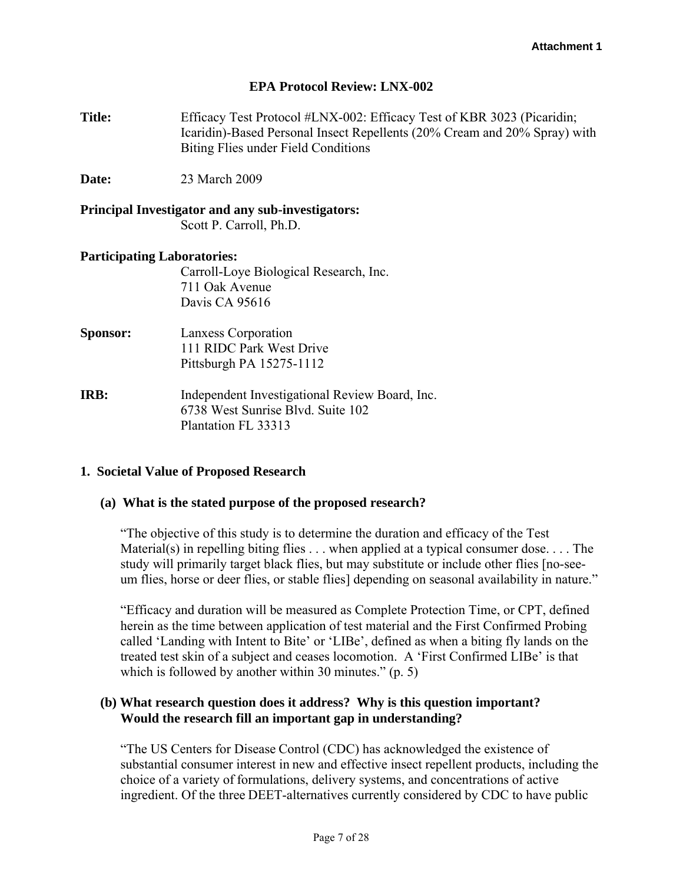**Attachment 1**

# EPA Protocol Review: LNX-002

**Title:** Efficacy Test Protocol #LNX-002: Efficacy Test of KBR 3023 (Picaridin; Icaridin)-Based Personal Insect Repellents (20% Cream and 20% Spray) with Biting Flies under Field Conditions

**Date:** 23 March 2009

**Principal Investigator and any sub-investigators:**
Scott P. Carroll, Ph.D.

**Participating Laboratories:**
Carroll-Loye Biological Research, Inc.
711 Oak Avenue
Davis CA 95616

**Sponsor:** Lanxess Corporation
111 RIDC Park West Drive
Pittsburgh PA 15275-1112

**IRB:** Independent Investigational Review Board, Inc.
6738 West Sunrise Blvd. Suite 102
Plantation FL 33313

## 1. Societal Value of Proposed Research

### (a) What is the stated purpose of the proposed research?

"The objective of this study is to determine the duration and efficacy of the Test Material(s) in repelling biting flies . . . when applied at a typical consumer dose. . . . The study will primarily target black flies, but may substitute or include other flies [no-see-um flies, horse or deer flies, or stable flies] depending on seasonal availability in nature."

"Efficacy and duration will be measured as Complete Protection Time, or CPT, defined herein as the time between application of test material and the First Confirmed Probing called 'Landing with Intent to Bite' or 'LIBe', defined as when a biting fly lands on the treated test skin of a subject and ceases locomotion. A 'First Confirmed LIBe' is that which is followed by another within 30 minutes." (p. 5)

### (b) What research question does it address? Why is this question important? Would the research fill an important gap in understanding?

"The US Centers for Disease Control (CDC) has acknowledged the existence of substantial consumer interest in new and effective insect repellent products, including the choice of a variety of formulations, delivery systems, and concentrations of active ingredient. Of the three DEET-alternatives currently considered by CDC to have public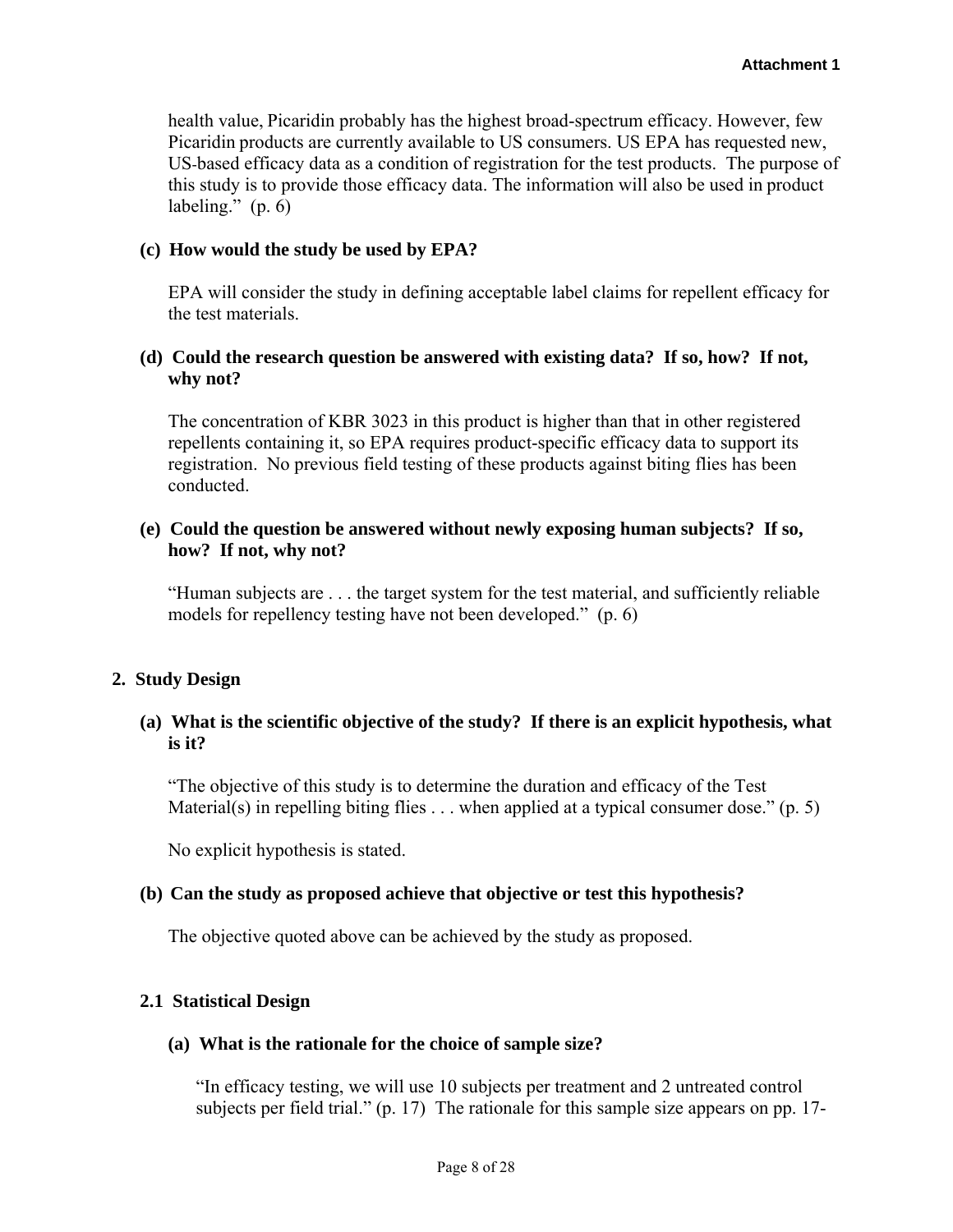health value, Picaridin probably has the highest broad-spectrum efficacy. However, few Picaridin products are currently available to US consumers. US EPA has requested new, US-based efficacy data as a condition of registration for the test products. The purpose of this study is to provide those efficacy data. The information will also be used in product labeling." (p. 6)

**(c) How would the study be used by EPA?**

EPA will consider the study in defining acceptable label claims for repellent efficacy for the test materials.

**(d) Could the research question be answered with existing data? If so, how? If not, why not?**

The concentration of KBR 3023 in this product is higher than that in other registered repellents containing it, so EPA requires product-specific efficacy data to support its registration. No previous field testing of these products against biting flies has been conducted.

**(e) Could the question be answered without newly exposing human subjects? If so, how? If not, why not?**

"Human subjects are . . . the target system for the test material, and sufficiently reliable models for repellency testing have not been developed." (p. 6)

## 2. Study Design

**(a) What is the scientific objective of the study? If there is an explicit hypothesis, what is it?**

"The objective of this study is to determine the duration and efficacy of the Test Material(s) in repelling biting flies . . . when applied at a typical consumer dose." (p. 5)

No explicit hypothesis is stated.

**(b) Can the study as proposed achieve that objective or test this hypothesis?**

The objective quoted above can be achieved by the study as proposed.

### 2.1 Statistical Design

**(a) What is the rationale for the choice of sample size?**

"In efficacy testing, we will use 10 subjects per treatment and 2 untreated control subjects per field trial." (p. 17) The rationale for this sample size appears on pp. 17-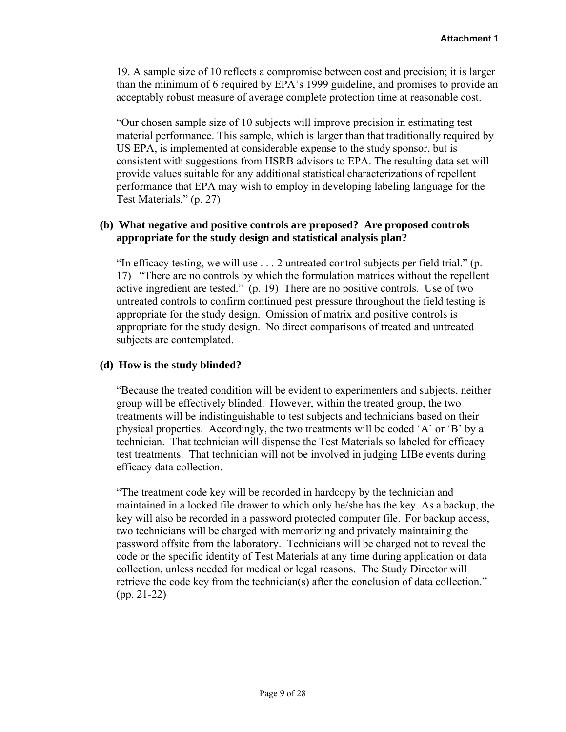19. A sample size of 10 reflects a compromise between cost and precision; it is larger than the minimum of 6 required by EPA's 1999 guideline, and promises to provide an acceptably robust measure of average complete protection time at reasonable cost.

"Our chosen sample size of 10 subjects will improve precision in estimating test material performance. This sample, which is larger than that traditionally required by US EPA, is implemented at considerable expense to the study sponsor, but is consistent with suggestions from HSRB advisors to EPA. The resulting data set will provide values suitable for any additional statistical characterizations of repellent performance that EPA may wish to employ in developing labeling language for the Test Materials." (p. 27)

**(b) What negative and positive controls are proposed? Are proposed controls appropriate for the study design and statistical analysis plan?**

"In efficacy testing, we will use . . . 2 untreated control subjects per field trial." (p. 17) "There are no controls by which the formulation matrices without the repellent active ingredient are tested." (p. 19) There are no positive controls. Use of two untreated controls to confirm continued pest pressure throughout the field testing is appropriate for the study design. Omission of matrix and positive controls is appropriate for the study design. No direct comparisons of treated and untreated subjects are contemplated.

**(d) How is the study blinded?**

"Because the treated condition will be evident to experimenters and subjects, neither group will be effectively blinded. However, within the treated group, the two treatments will be indistinguishable to test subjects and technicians based on their physical properties. Accordingly, the two treatments will be coded 'A' or 'B' by a technician. That technician will dispense the Test Materials so labeled for efficacy test treatments. That technician will not be involved in judging LIBe events during efficacy data collection.

"The treatment code key will be recorded in hardcopy by the technician and maintained in a locked file drawer to which only he/she has the key. As a backup, the key will also be recorded in a password protected computer file. For backup access, two technicians will be charged with memorizing and privately maintaining the password offsite from the laboratory. Technicians will be charged not to reveal the code or the specific identity of Test Materials at any time during application or data collection, unless needed for medical or legal reasons. The Study Director will retrieve the code key from the technician(s) after the conclusion of data collection." (pp. 21-22)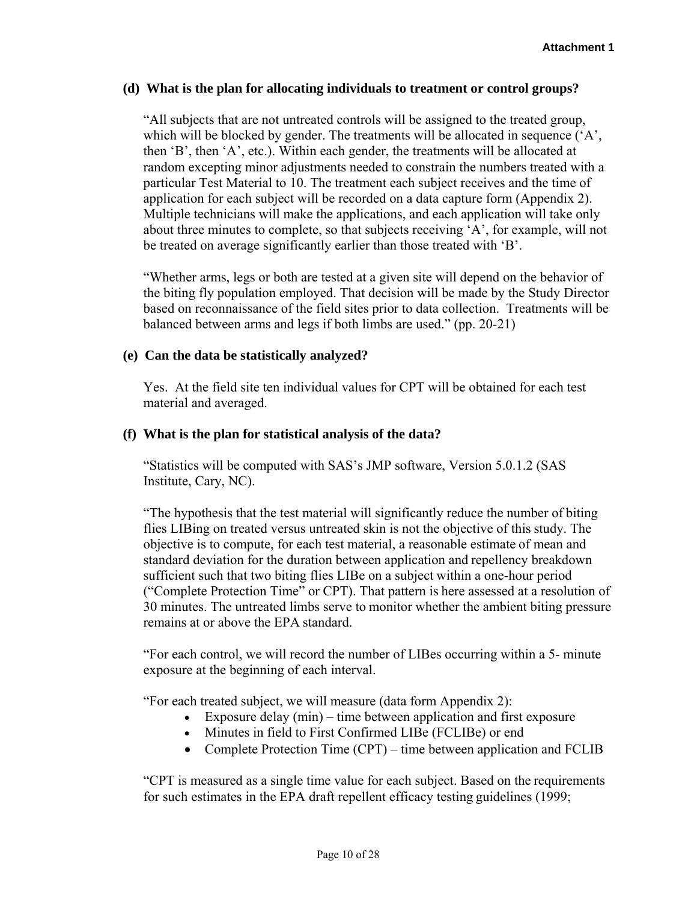**(d) What is the plan for allocating individuals to treatment or control groups?**

"All subjects that are not untreated controls will be assigned to the treated group, which will be blocked by gender. The treatments will be allocated in sequence ('A', then 'B', then 'A', etc.). Within each gender, the treatments will be allocated at random excepting minor adjustments needed to constrain the numbers treated with a particular Test Material to 10. The treatment each subject receives and the time of application for each subject will be recorded on a data capture form (Appendix 2). Multiple technicians will make the applications, and each application will take only about three minutes to complete, so that subjects receiving 'A', for example, will not be treated on average significantly earlier than those treated with 'B'.

"Whether arms, legs or both are tested at a given site will depend on the behavior of the biting fly population employed. That decision will be made by the Study Director based on reconnaissance of the field sites prior to data collection. Treatments will be balanced between arms and legs if both limbs are used." (pp. 20-21)

**(e) Can the data be statistically analyzed?**

Yes. At the field site ten individual values for CPT will be obtained for each test material and averaged.

**(f) What is the plan for statistical analysis of the data?**

"Statistics will be computed with SAS's JMP software, Version 5.0.1.2 (SAS Institute, Cary, NC).

"The hypothesis that the test material will significantly reduce the number of biting flies LIBing on treated versus untreated skin is not the objective of this study. The objective is to compute, for each test material, a reasonable estimate of mean and standard deviation for the duration between application and repellency breakdown sufficient such that two biting flies LIBe on a subject within a one-hour period ("Complete Protection Time" or CPT). That pattern is here assessed at a resolution of 30 minutes. The untreated limbs serve to monitor whether the ambient biting pressure remains at or above the EPA standard.

"For each control, we will record the number of LIBes occurring within a 5- minute exposure at the beginning of each interval.

"For each treated subject, we will measure (data form Appendix 2):

- Exposure delay (min) – time between application and first exposure
- Minutes in field to First Confirmed LIBe (FCLIBe) or end
- Complete Protection Time (CPT) – time between application and FCLIB

"CPT is measured as a single time value for each subject. Based on the requirements for such estimates in the EPA draft repellent efficacy testing guidelines (1999;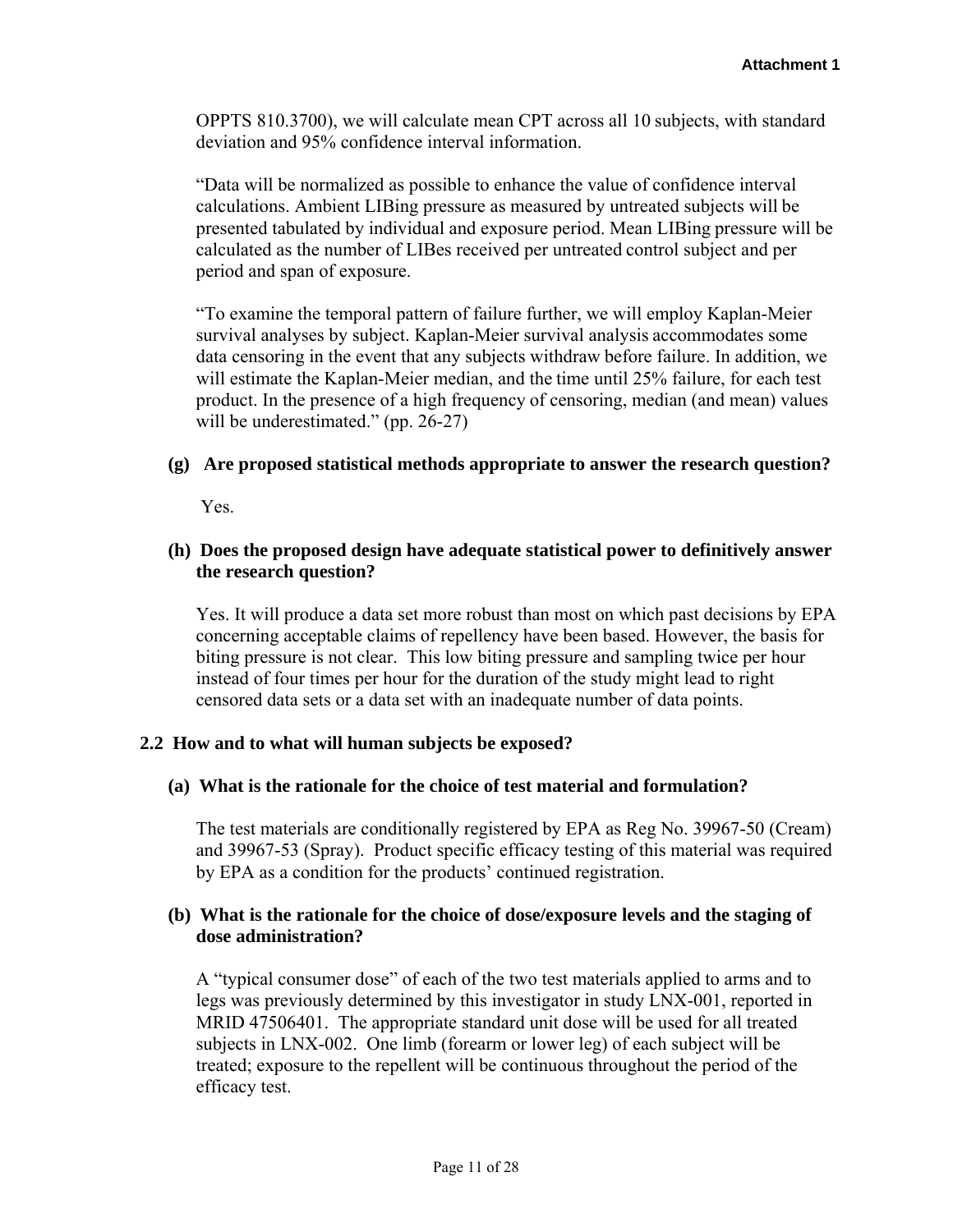OPPTS 810.3700), we will calculate mean CPT across all 10 subjects, with standard deviation and 95% confidence interval information.

"Data will be normalized as possible to enhance the value of confidence interval calculations. Ambient LIBing pressure as measured by untreated subjects will be presented tabulated by individual and exposure period. Mean LIBing pressure will be calculated as the number of LIBes received per untreated control subject and per period and span of exposure.

"To examine the temporal pattern of failure further, we will employ Kaplan-Meier survival analyses by subject. Kaplan-Meier survival analysis accommodates some data censoring in the event that any subjects withdraw before failure. In addition, we will estimate the Kaplan-Meier median, and the time until 25% failure, for each test product. In the presence of a high frequency of censoring, median (and mean) values will be underestimated." (pp. 26-27)

**(g) Are proposed statistical methods appropriate to answer the research question?**

Yes.

**(h) Does the proposed design have adequate statistical power to definitively answer the research question?**

Yes. It will produce a data set more robust than most on which past decisions by EPA concerning acceptable claims of repellency have been based. However, the basis for biting pressure is not clear. This low biting pressure and sampling twice per hour instead of four times per hour for the duration of the study might lead to right censored data sets or a data set with an inadequate number of data points.

## 2.2 How and to what will human subjects be exposed?

**(a) What is the rationale for the choice of test material and formulation?**

The test materials are conditionally registered by EPA as Reg No. 39967-50 (Cream) and 39967-53 (Spray). Product specific efficacy testing of this material was required by EPA as a condition for the products' continued registration.

**(b) What is the rationale for the choice of dose/exposure levels and the staging of dose administration?**

A "typical consumer dose" of each of the two test materials applied to arms and to legs was previously determined by this investigator in study LNX-001, reported in MRID 47506401. The appropriate standard unit dose will be used for all treated subjects in LNX-002. One limb (forearm or lower leg) of each subject will be treated; exposure to the repellent will be continuous throughout the period of the efficacy test.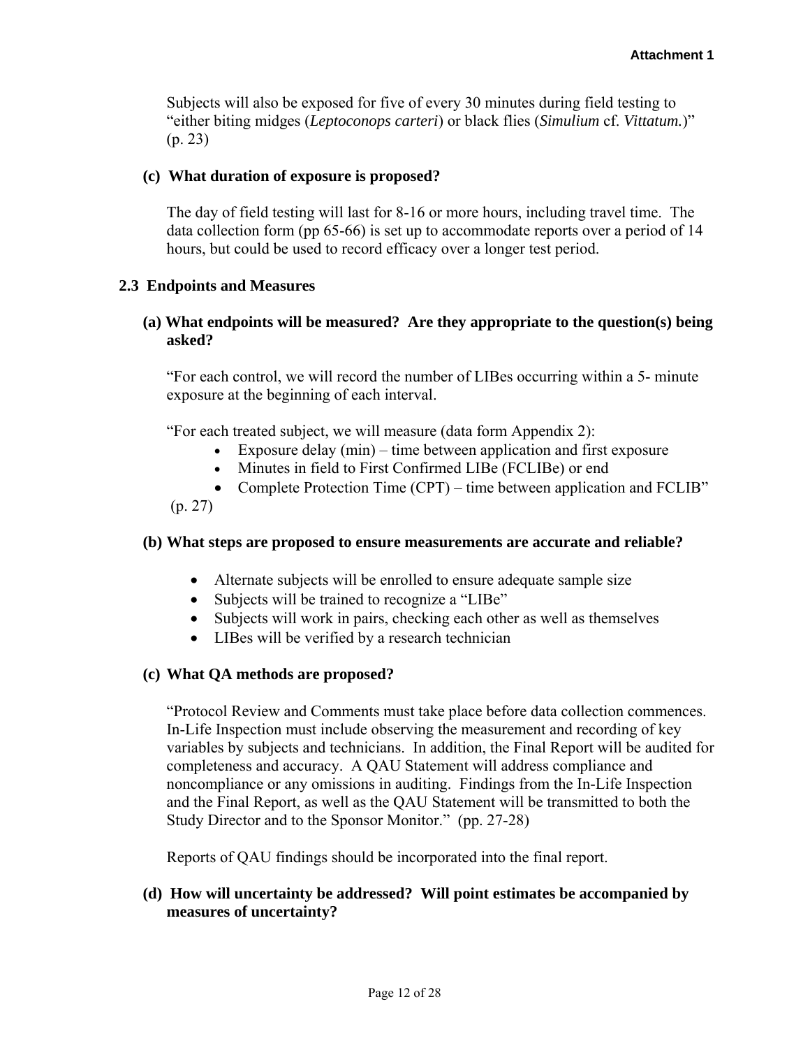Subjects will also be exposed for five of every 30 minutes during field testing to "either biting midges (*Leptoconops carteri*) or black flies (*Simulium* cf. *Vittatum.*)" (p. 23)

**(c) What duration of exposure is proposed?**

The day of field testing will last for 8-16 or more hours, including travel time. The data collection form (pp 65-66) is set up to accommodate reports over a period of 14 hours, but could be used to record efficacy over a longer test period.

### 2.3 Endpoints and Measures

**(a) What endpoints will be measured? Are they appropriate to the question(s) being asked?**

"For each control, we will record the number of LIBes occurring within a 5- minute exposure at the beginning of each interval.

"For each treated subject, we will measure (data form Appendix 2):

- Exposure delay (min) – time between application and first exposure
- Minutes in field to First Confirmed LIBe (FCLIBe) or end
- Complete Protection Time (CPT) – time between application and FCLIB"

(p. 27)

**(b) What steps are proposed to ensure measurements are accurate and reliable?**

- Alternate subjects will be enrolled to ensure adequate sample size
- Subjects will be trained to recognize a "LIBe"
- Subjects will work in pairs, checking each other as well as themselves
- LIBes will be verified by a research technician

**(c) What QA methods are proposed?**

"Protocol Review and Comments must take place before data collection commences. In-Life Inspection must include observing the measurement and recording of key variables by subjects and technicians. In addition, the Final Report will be audited for completeness and accuracy. A QAU Statement will address compliance and noncompliance or any omissions in auditing. Findings from the In-Life Inspection and the Final Report, as well as the QAU Statement will be transmitted to both the Study Director and to the Sponsor Monitor." (pp. 27-28)

Reports of QAU findings should be incorporated into the final report.

**(d) How will uncertainty be addressed? Will point estimates be accompanied by measures of uncertainty?**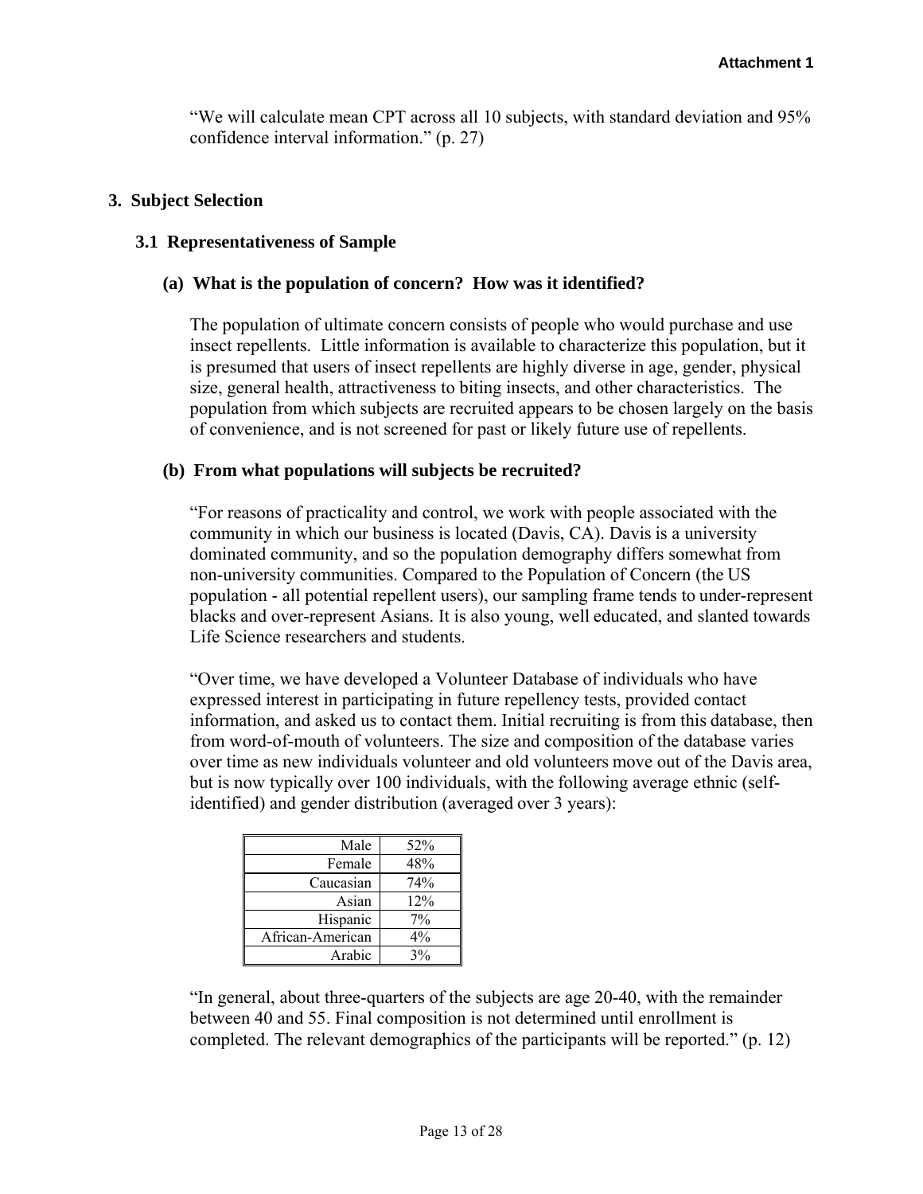**Attachment 1**

"We will calculate mean CPT across all 10 subjects, with standard deviation and 95% confidence interval information." (p. 27)

## 3. Subject Selection

### 3.1 Representativeness of Sample

#### (a) What is the population of concern? How was it identified?

The population of ultimate concern consists of people who would purchase and use insect repellents. Little information is available to characterize this population, but it is presumed that users of insect repellents are highly diverse in age, gender, physical size, general health, attractiveness to biting insects, and other characteristics. The population from which subjects are recruited appears to be chosen largely on the basis of convenience, and is not screened for past or likely future use of repellents.

#### (b) From what populations will subjects be recruited?

"For reasons of practicality and control, we work with people associated with the community in which our business is located (Davis, CA). Davis is a university dominated community, and so the population demography differs somewhat from non-university communities. Compared to the Population of Concern (the US population - all potential repellent users), our sampling frame tends to under-represent blacks and over-represent Asians. It is also young, well educated, and slanted towards Life Science researchers and students.

"Over time, we have developed a Volunteer Database of individuals who have expressed interest in participating in future repellency tests, provided contact information, and asked us to contact them. Initial recruiting is from this database, then from word-of-mouth of volunteers. The size and composition of the database varies over time as new individuals volunteer and old volunteers move out of the Davis area, but is now typically over 100 individuals, with the following average ethnic (self-identified) and gender distribution (averaged over 3 years):

| | |
|---:|:---:|
| Male | 52% |
| Female | 48% |
| Caucasian | 74% |
| Asian | 12% |
| Hispanic | 7% |
| African-American | 4% |
| Arabic | 3% |

"In general, about three-quarters of the subjects are age 20-40, with the remainder between 40 and 55. Final composition is not determined until enrollment is completed. The relevant demographics of the participants will be reported." (p. 12)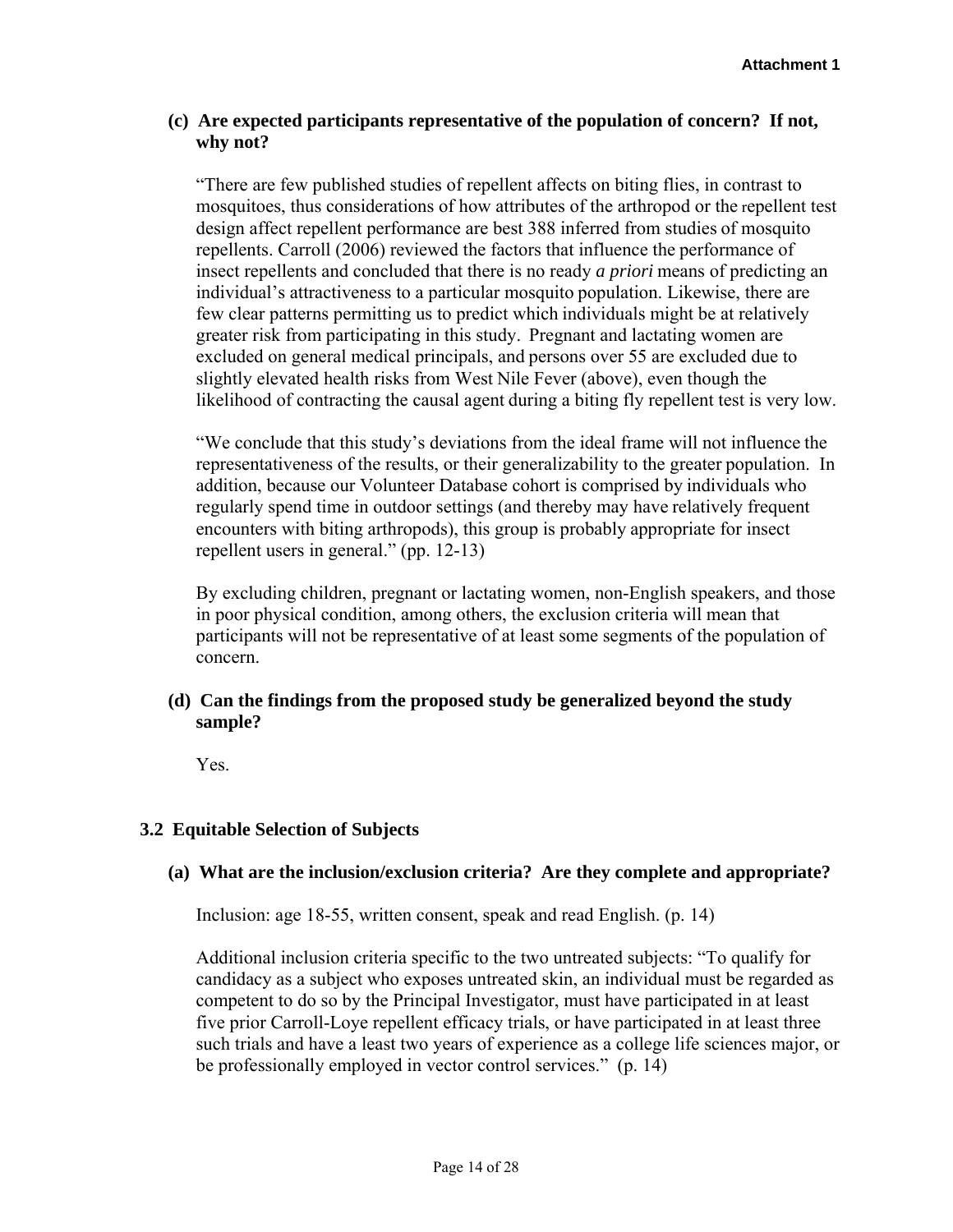**(c) Are expected participants representative of the population of concern? If not, why not?**

"There are few published studies of repellent affects on biting flies, in contrast to mosquitoes, thus considerations of how attributes of the arthropod or the repellent test design affect repellent performance are best 388 inferred from studies of mosquito repellents. Carroll (2006) reviewed the factors that influence the performance of insect repellents and concluded that there is no ready *a priori* means of predicting an individual's attractiveness to a particular mosquito population. Likewise, there are few clear patterns permitting us to predict which individuals might be at relatively greater risk from participating in this study. Pregnant and lactating women are excluded on general medical principals, and persons over 55 are excluded due to slightly elevated health risks from West Nile Fever (above), even though the likelihood of contracting the causal agent during a biting fly repellent test is very low.

"We conclude that this study's deviations from the ideal frame will not influence the representativeness of the results, or their generalizability to the greater population. In addition, because our Volunteer Database cohort is comprised by individuals who regularly spend time in outdoor settings (and thereby may have relatively frequent encounters with biting arthropods), this group is probably appropriate for insect repellent users in general." (pp. 12-13)

By excluding children, pregnant or lactating women, non-English speakers, and those in poor physical condition, among others, the exclusion criteria will mean that participants will not be representative of at least some segments of the population of concern.

**(d) Can the findings from the proposed study be generalized beyond the study sample?**

Yes.

### 3.2 Equitable Selection of Subjects

**(a) What are the inclusion/exclusion criteria? Are they complete and appropriate?**

Inclusion: age 18-55, written consent, speak and read English. (p. 14)

Additional inclusion criteria specific to the two untreated subjects: "To qualify for candidacy as a subject who exposes untreated skin, an individual must be regarded as competent to do so by the Principal Investigator, must have participated in at least five prior Carroll-Loye repellent efficacy trials, or have participated in at least three such trials and have a least two years of experience as a college life sciences major, or be professionally employed in vector control services." (p. 14)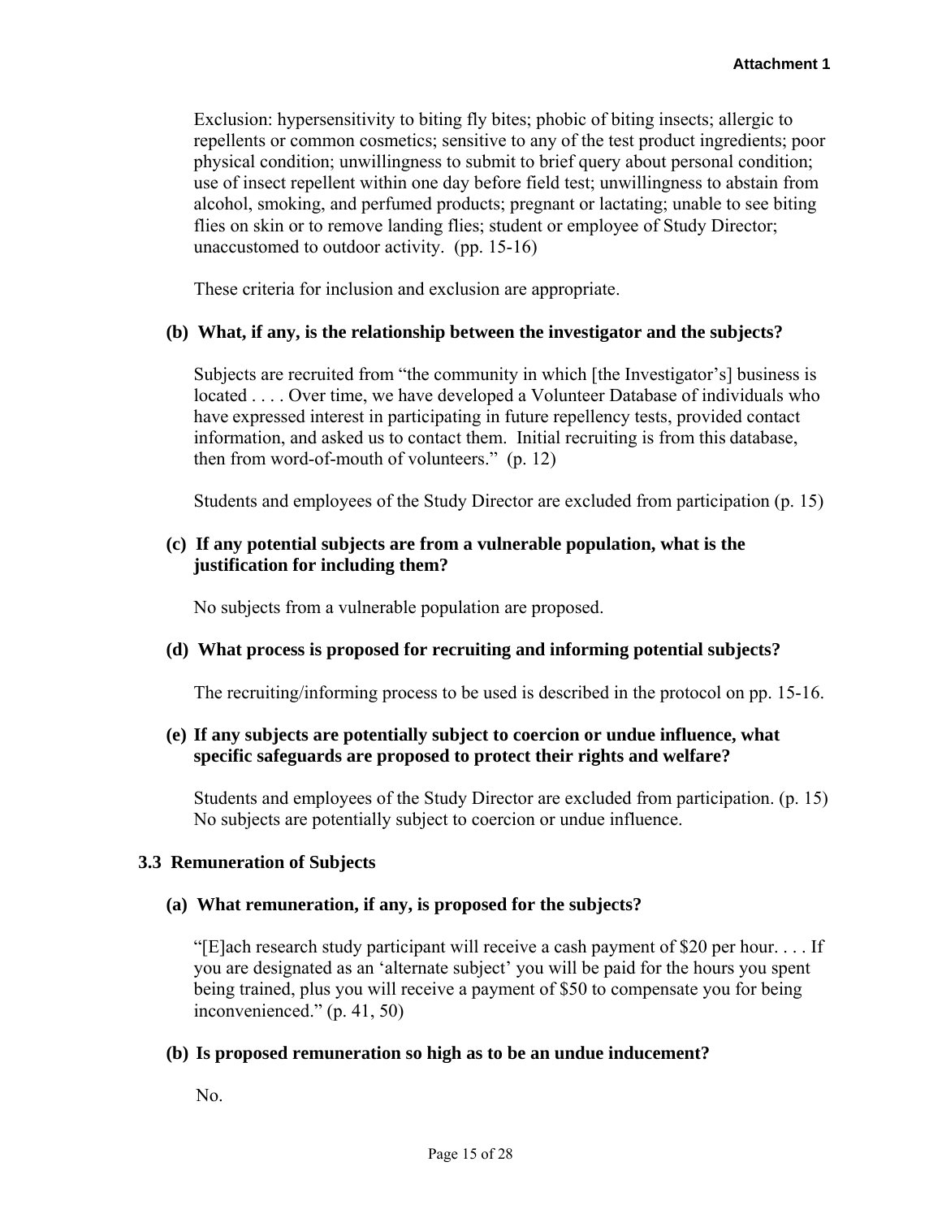Exclusion: hypersensitivity to biting fly bites; phobic of biting insects; allergic to repellents or common cosmetics; sensitive to any of the test product ingredients; poor physical condition; unwillingness to submit to brief query about personal condition; use of insect repellent within one day before field test; unwillingness to abstain from alcohol, smoking, and perfumed products; pregnant or lactating; unable to see biting flies on skin or to remove landing flies; student or employee of Study Director; unaccustomed to outdoor activity. (pp. 15-16)

These criteria for inclusion and exclusion are appropriate.

**(b) What, if any, is the relationship between the investigator and the subjects?**

Subjects are recruited from "the community in which [the Investigator's] business is located . . . . Over time, we have developed a Volunteer Database of individuals who have expressed interest in participating in future repellency tests, provided contact information, and asked us to contact them. Initial recruiting is from this database, then from word-of-mouth of volunteers." (p. 12)

Students and employees of the Study Director are excluded from participation (p. 15)

**(c) If any potential subjects are from a vulnerable population, what is the justification for including them?**

No subjects from a vulnerable population are proposed.

**(d) What process is proposed for recruiting and informing potential subjects?**

The recruiting/informing process to be used is described in the protocol on pp. 15-16.

**(e) If any subjects are potentially subject to coercion or undue influence, what specific safeguards are proposed to protect their rights and welfare?**

Students and employees of the Study Director are excluded from participation. (p. 15) No subjects are potentially subject to coercion or undue influence.

### 3.3 Remuneration of Subjects

**(a) What remuneration, if any, is proposed for the subjects?**

"[E]ach research study participant will receive a cash payment of $20 per hour. . . . If you are designated as an 'alternate subject' you will be paid for the hours you spent being trained, plus you will receive a payment of $50 to compensate you for being inconvenienced." (p. 41, 50)

**(b) Is proposed remuneration so high as to be an undue inducement?**

No.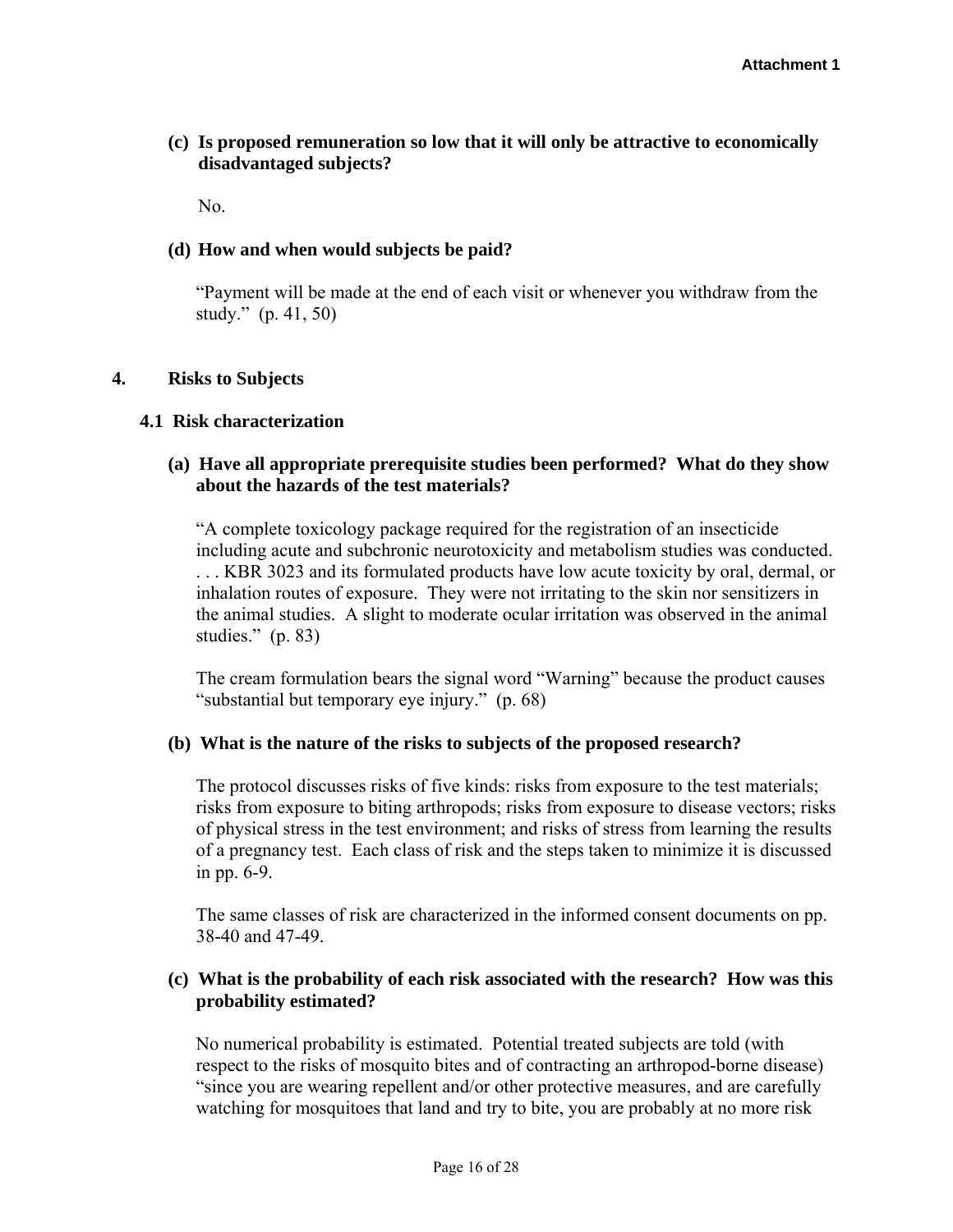**(c) Is proposed remuneration so low that it will only be attractive to economically disadvantaged subjects?**

No.

**(d) How and when would subjects be paid?**

"Payment will be made at the end of each visit or whenever you withdraw from the study." (p. 41, 50)

## 4. Risks to Subjects

### 4.1 Risk characterization

**(a) Have all appropriate prerequisite studies been performed? What do they show about the hazards of the test materials?**

"A complete toxicology package required for the registration of an insecticide including acute and subchronic neurotoxicity and metabolism studies was conducted. . . . KBR 3023 and its formulated products have low acute toxicity by oral, dermal, or inhalation routes of exposure. They were not irritating to the skin nor sensitizers in the animal studies. A slight to moderate ocular irritation was observed in the animal studies." (p. 83)

The cream formulation bears the signal word "Warning" because the product causes "substantial but temporary eye injury." (p. 68)

**(b) What is the nature of the risks to subjects of the proposed research?**

The protocol discusses risks of five kinds: risks from exposure to the test materials; risks from exposure to biting arthropods; risks from exposure to disease vectors; risks of physical stress in the test environment; and risks of stress from learning the results of a pregnancy test. Each class of risk and the steps taken to minimize it is discussed in pp. 6-9.

The same classes of risk are characterized in the informed consent documents on pp. 38-40 and 47-49.

**(c) What is the probability of each risk associated with the research? How was this probability estimated?**

No numerical probability is estimated. Potential treated subjects are told (with respect to the risks of mosquito bites and of contracting an arthropod-borne disease) "since you are wearing repellent and/or other protective measures, and are carefully watching for mosquitoes that land and try to bite, you are probably at no more risk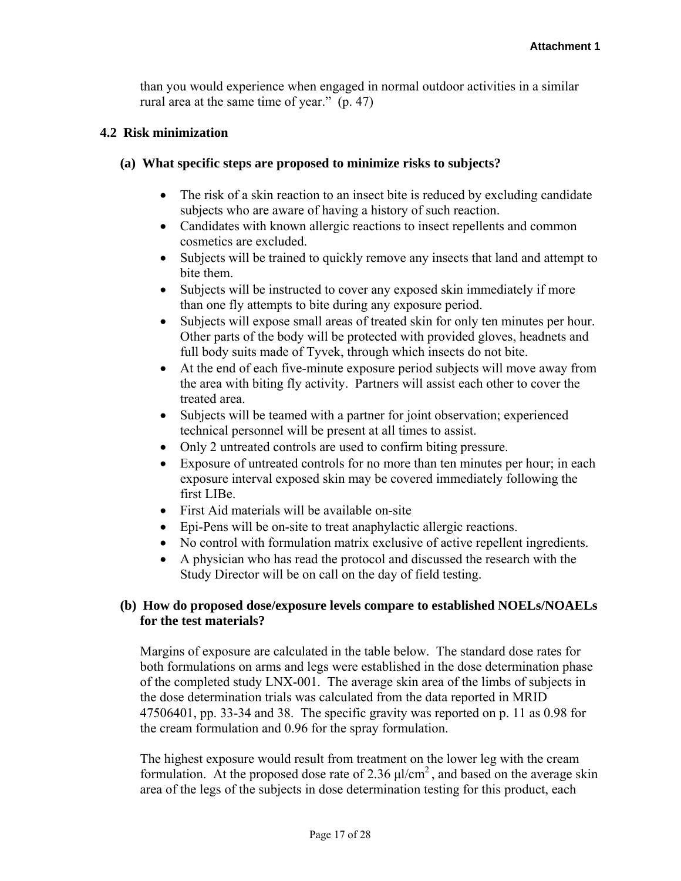than you would experience when engaged in normal outdoor activities in a similar rural area at the same time of year." (p. 47)

### 4.2 Risk minimization

#### (a) What specific steps are proposed to minimize risks to subjects?

- The risk of a skin reaction to an insect bite is reduced by excluding candidate subjects who are aware of having a history of such reaction.
- Candidates with known allergic reactions to insect repellents and common cosmetics are excluded.
- Subjects will be trained to quickly remove any insects that land and attempt to bite them.
- Subjects will be instructed to cover any exposed skin immediately if more than one fly attempts to bite during any exposure period.
- Subjects will expose small areas of treated skin for only ten minutes per hour. Other parts of the body will be protected with provided gloves, headnets and full body suits made of Tyvek, through which insects do not bite.
- At the end of each five-minute exposure period subjects will move away from the area with biting fly activity. Partners will assist each other to cover the treated area.
- Subjects will be teamed with a partner for joint observation; experienced technical personnel will be present at all times to assist.
- Only 2 untreated controls are used to confirm biting pressure.
- Exposure of untreated controls for no more than ten minutes per hour; in each exposure interval exposed skin may be covered immediately following the first LIBe.
- First Aid materials will be available on-site
- Epi-Pens will be on-site to treat anaphylactic allergic reactions.
- No control with formulation matrix exclusive of active repellent ingredients.
- A physician who has read the protocol and discussed the research with the Study Director will be on call on the day of field testing.

#### (b) How do proposed dose/exposure levels compare to established NOELs/NOAELs for the test materials?

Margins of exposure are calculated in the table below. The standard dose rates for both formulations on arms and legs were established in the dose determination phase of the completed study LNX-001. The average skin area of the limbs of subjects in the dose determination trials was calculated from the data reported in MRID 47506401, pp. 33-34 and 38. The specific gravity was reported on p. 11 as 0.98 for the cream formulation and 0.96 for the spray formulation.

The highest exposure would result from treatment on the lower leg with the cream formulation. At the proposed dose rate of 2.36 $\mu l/cm^2$, and based on the average skin area of the legs of the subjects in dose determination testing for this product, each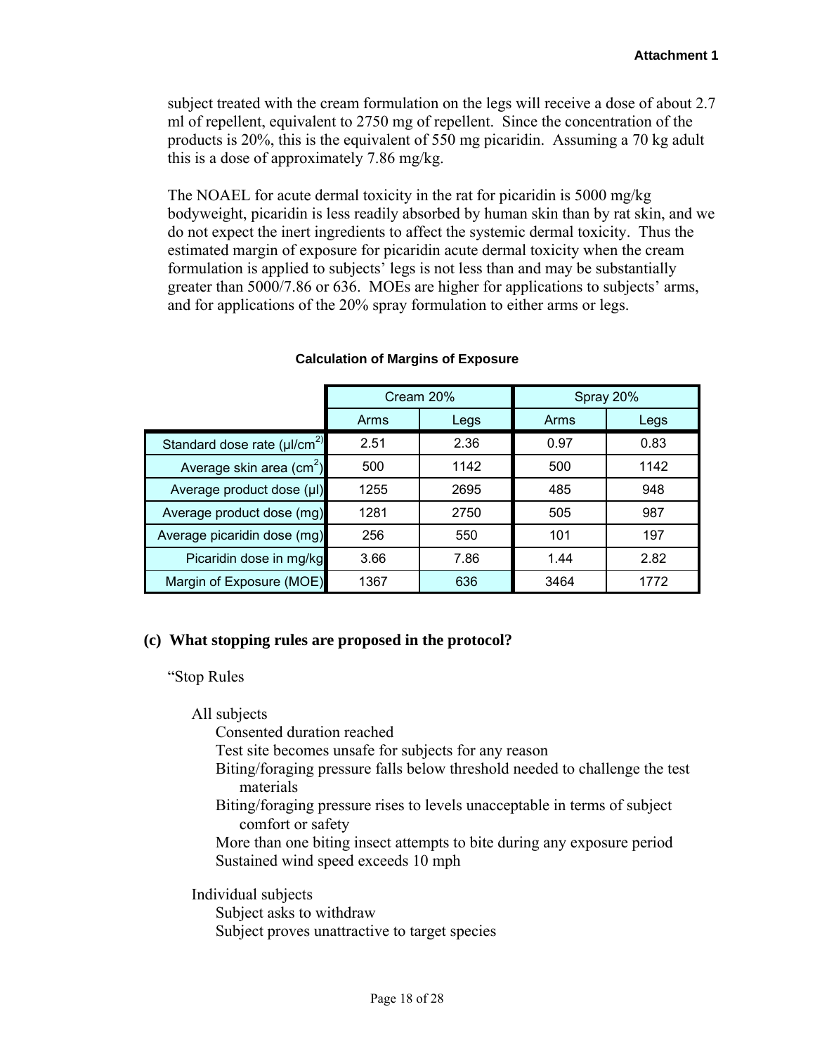subject treated with the cream formulation on the legs will receive a dose of about 2.7 ml of repellent, equivalent to 2750 mg of repellent. Since the concentration of the products is 20%, this is the equivalent of 550 mg picaridin. Assuming a 70 kg adult this is a dose of approximately 7.86 mg/kg.

The NOAEL for acute dermal toxicity in the rat for picaridin is 5000 mg/kg bodyweight, picaridin is less readily absorbed by human skin than by rat skin, and we do not expect the inert ingredients to affect the systemic dermal toxicity. Thus the estimated margin of exposure for picaridin acute dermal toxicity when the cream formulation is applied to subjects' legs is not less than and may be substantially greater than 5000/7.86 or 636. MOEs are higher for applications to subjects' arms, and for applications of the 20% spray formulation to either arms or legs.

**Calculation of Margins of Exposure**

| | Cream 20% | | Spray 20% | |
|---|---|---|---|---|
| | Arms | Legs | Arms | Legs |
| Standard dose rate (µl/cm$^2$) | 2.51 | 2.36 | 0.97 | 0.83 |
| Average skin area (cm$^2$) | 500 | 1142 | 500 | 1142 |
| Average product dose (µl) | 1255 | 2695 | 485 | 948 |
| Average product dose (mg) | 1281 | 2750 | 505 | 987 |
| Average picaridin dose (mg) | 256 | 550 | 101 | 197 |
| Picaridin dose in mg/kg | 3.66 | 7.86 | 1.44 | 2.82 |
| Margin of Exposure (MOE) | 1367 | 636 | 3464 | 1772 |

### (c) What stopping rules are proposed in the protocol?

"Stop Rules

All subjects
- Consented duration reached
- Test site becomes unsafe for subjects for any reason
- Biting/foraging pressure falls below threshold needed to challenge the test materials
- Biting/foraging pressure rises to levels unacceptable in terms of subject comfort or safety
- More than one biting insect attempts to bite during any exposure period
- Sustained wind speed exceeds 10 mph

Individual subjects
- Subject asks to withdraw
- Subject proves unattractive to target species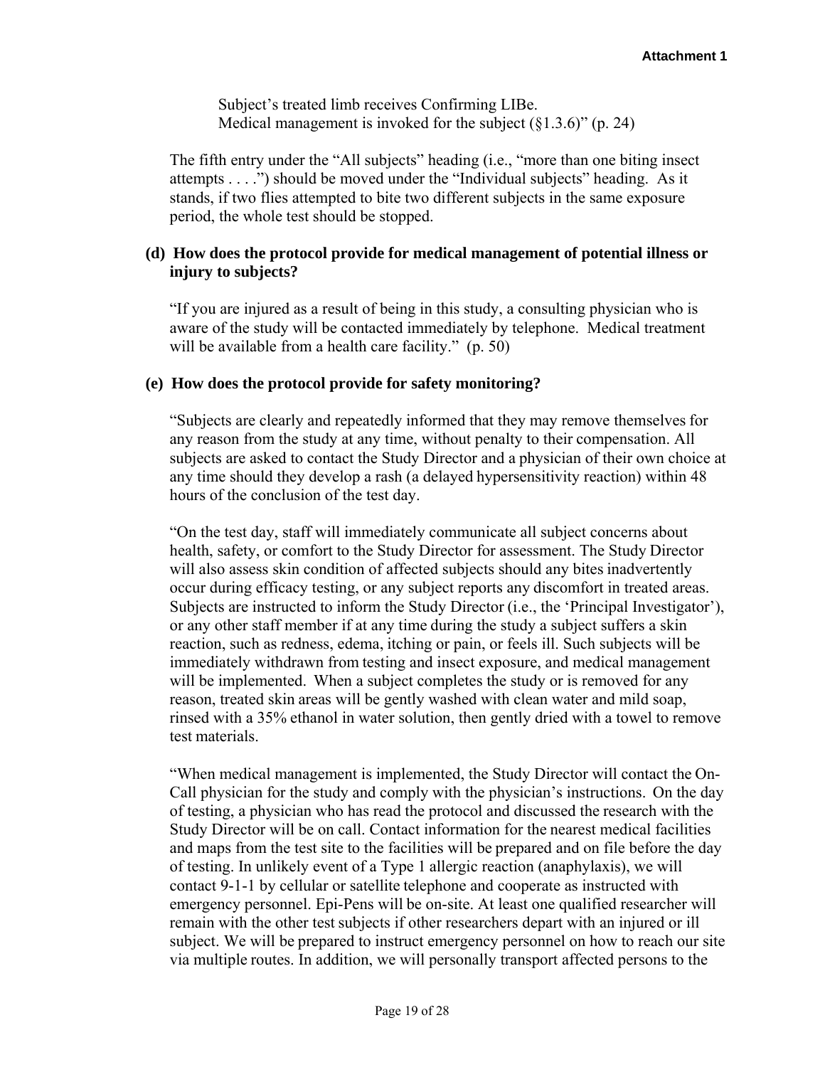Subject's treated limb receives Confirming LIBe.
Medical management is invoked for the subject (§1.3.6)" (p. 24)

The fifth entry under the "All subjects" heading (i.e., "more than one biting insect attempts . . . .") should be moved under the "Individual subjects" heading. As it stands, if two flies attempted to bite two different subjects in the same exposure period, the whole test should be stopped.

**(d) How does the protocol provide for medical management of potential illness or injury to subjects?**

"If you are injured as a result of being in this study, a consulting physician who is aware of the study will be contacted immediately by telephone. Medical treatment will be available from a health care facility." (p. 50)

**(e) How does the protocol provide for safety monitoring?**

"Subjects are clearly and repeatedly informed that they may remove themselves for any reason from the study at any time, without penalty to their compensation. All subjects are asked to contact the Study Director and a physician of their own choice at any time should they develop a rash (a delayed hypersensitivity reaction) within 48 hours of the conclusion of the test day.

"On the test day, staff will immediately communicate all subject concerns about health, safety, or comfort to the Study Director for assessment. The Study Director will also assess skin condition of affected subjects should any bites inadvertently occur during efficacy testing, or any subject reports any discomfort in treated areas. Subjects are instructed to inform the Study Director (i.e., the 'Principal Investigator'), or any other staff member if at any time during the study a subject suffers a skin reaction, such as redness, edema, itching or pain, or feels ill. Such subjects will be immediately withdrawn from testing and insect exposure, and medical management will be implemented. When a subject completes the study or is removed for any reason, treated skin areas will be gently washed with clean water and mild soap, rinsed with a 35% ethanol in water solution, then gently dried with a towel to remove test materials.

"When medical management is implemented, the Study Director will contact the On-Call physician for the study and comply with the physician's instructions. On the day of testing, a physician who has read the protocol and discussed the research with the Study Director will be on call. Contact information for the nearest medical facilities and maps from the test site to the facilities will be prepared and on file before the day of testing. In unlikely event of a Type 1 allergic reaction (anaphylaxis), we will contact 9-1-1 by cellular or satellite telephone and cooperate as instructed with emergency personnel. Epi-Pens will be on-site. At least one qualified researcher will remain with the other test subjects if other researchers depart with an injured or ill subject. We will be prepared to instruct emergency personnel on how to reach our site via multiple routes. In addition, we will personally transport affected persons to the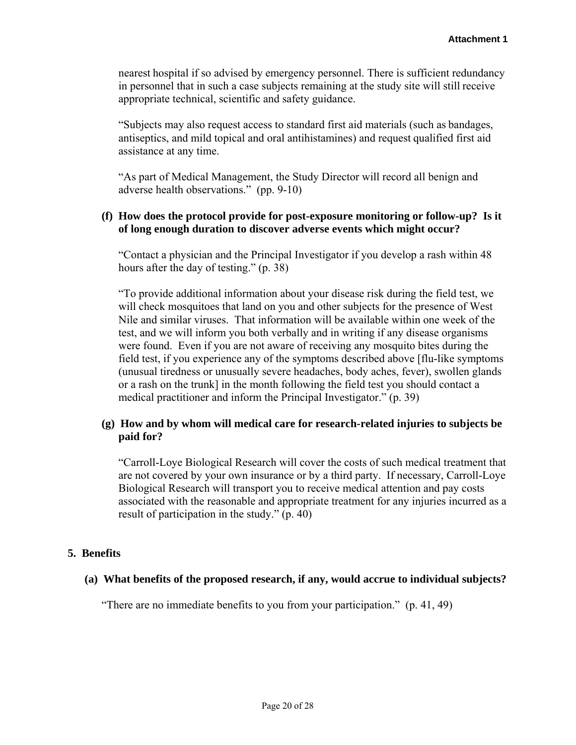nearest hospital if so advised by emergency personnel. There is sufficient redundancy in personnel that in such a case subjects remaining at the study site will still receive appropriate technical, scientific and safety guidance.

"Subjects may also request access to standard first aid materials (such as bandages, antiseptics, and mild topical and oral antihistamines) and request qualified first aid assistance at any time.

"As part of Medical Management, the Study Director will record all benign and adverse health observations." (pp. 9-10)

**(f) How does the protocol provide for post-exposure monitoring or follow-up? Is it of long enough duration to discover adverse events which might occur?**

"Contact a physician and the Principal Investigator if you develop a rash within 48 hours after the day of testing." (p. 38)

"To provide additional information about your disease risk during the field test, we will check mosquitoes that land on you and other subjects for the presence of West Nile and similar viruses. That information will be available within one week of the test, and we will inform you both verbally and in writing if any disease organisms were found. Even if you are not aware of receiving any mosquito bites during the field test, if you experience any of the symptoms described above [flu-like symptoms (unusual tiredness or unusually severe headaches, body aches, fever), swollen glands or a rash on the trunk] in the month following the field test you should contact a medical practitioner and inform the Principal Investigator." (p. 39)

**(g) How and by whom will medical care for research-related injuries to subjects be paid for?**

"Carroll-Loye Biological Research will cover the costs of such medical treatment that are not covered by your own insurance or by a third party. If necessary, Carroll-Loye Biological Research will transport you to receive medical attention and pay costs associated with the reasonable and appropriate treatment for any injuries incurred as a result of participation in the study." (p. 40)

## 5. Benefits

**(a) What benefits of the proposed research, if any, would accrue to individual subjects?**

"There are no immediate benefits to you from your participation." (p. 41, 49)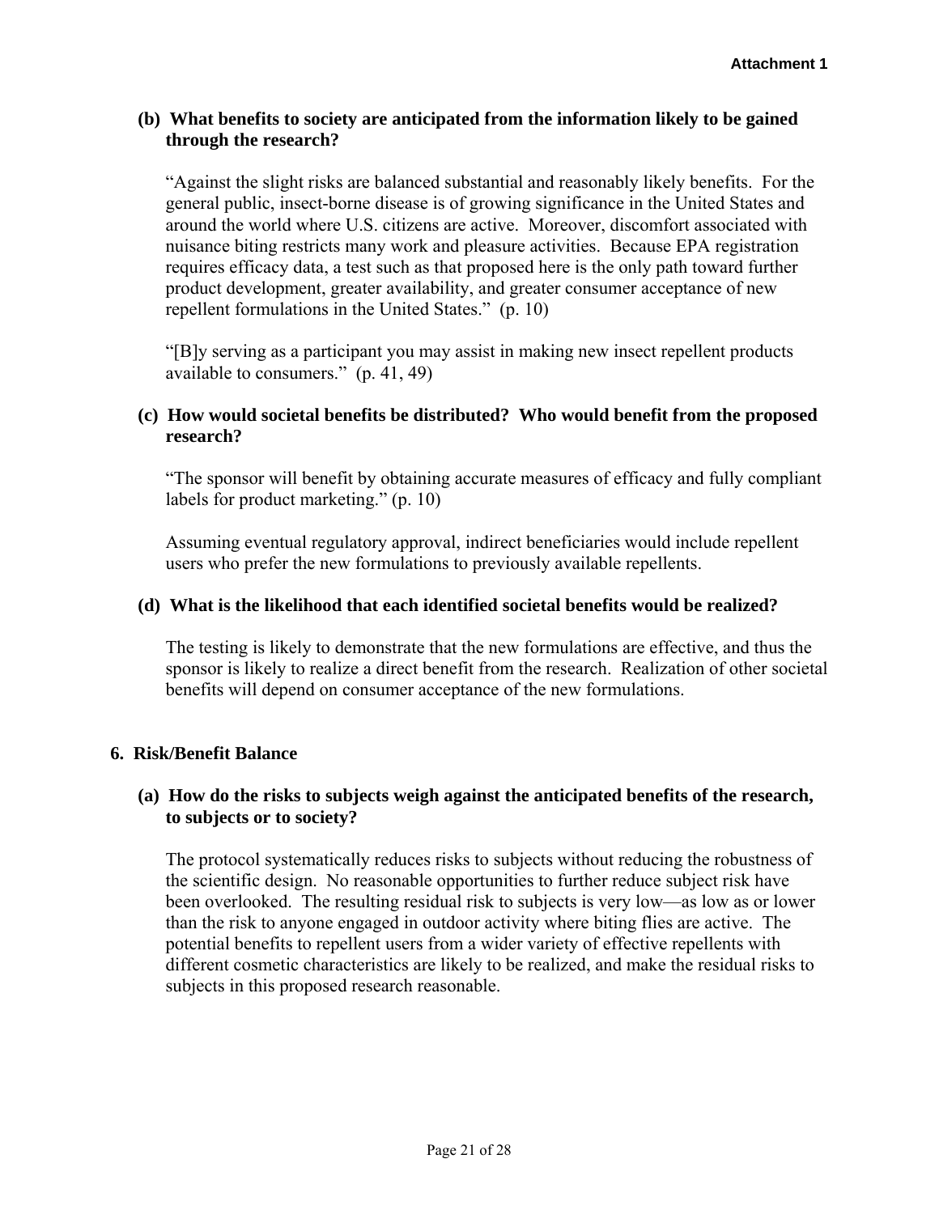**(b) What benefits to society are anticipated from the information likely to be gained through the research?**

"Against the slight risks are balanced substantial and reasonably likely benefits. For the general public, insect-borne disease is of growing significance in the United States and around the world where U.S. citizens are active. Moreover, discomfort associated with nuisance biting restricts many work and pleasure activities. Because EPA registration requires efficacy data, a test such as that proposed here is the only path toward further product development, greater availability, and greater consumer acceptance of new repellent formulations in the United States." (p. 10)

"[B]y serving as a participant you may assist in making new insect repellent products available to consumers." (p. 41, 49)

**(c) How would societal benefits be distributed? Who would benefit from the proposed research?**

"The sponsor will benefit by obtaining accurate measures of efficacy and fully compliant labels for product marketing." (p. 10)

Assuming eventual regulatory approval, indirect beneficiaries would include repellent users who prefer the new formulations to previously available repellents.

**(d) What is the likelihood that each identified societal benefits would be realized?**

The testing is likely to demonstrate that the new formulations are effective, and thus the sponsor is likely to realize a direct benefit from the research. Realization of other societal benefits will depend on consumer acceptance of the new formulations.

## 6. Risk/Benefit Balance

**(a) How do the risks to subjects weigh against the anticipated benefits of the research, to subjects or to society?**

The protocol systematically reduces risks to subjects without reducing the robustness of the scientific design. No reasonable opportunities to further reduce subject risk have been overlooked. The resulting residual risk to subjects is very low—as low as or lower than the risk to anyone engaged in outdoor activity where biting flies are active. The potential benefits to repellent users from a wider variety of effective repellents with different cosmetic characteristics are likely to be realized, and make the residual risks to subjects in this proposed research reasonable.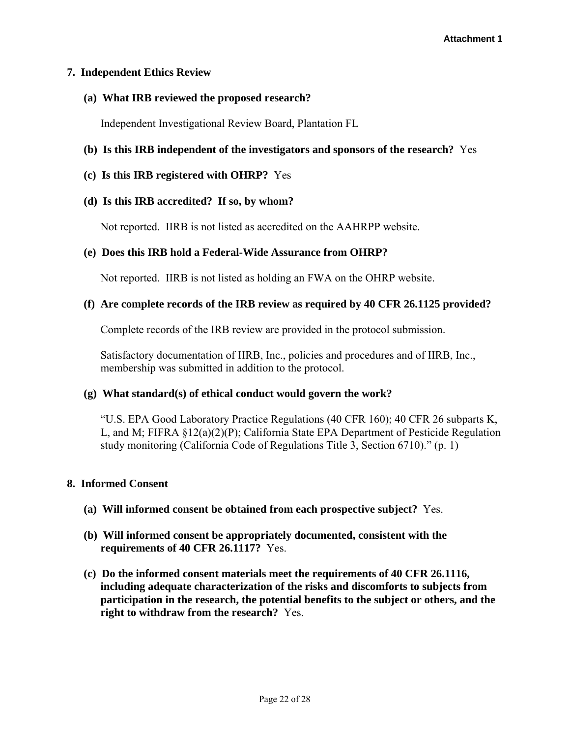**Attachment 1**

## 7. Independent Ethics Review

**(a) What IRB reviewed the proposed research?**

Independent Investigational Review Board, Plantation FL

**(b) Is this IRB independent of the investigators and sponsors of the research?** Yes

**(c) Is this IRB registered with OHRP?** Yes

**(d) Is this IRB accredited? If so, by whom?**

Not reported. IIRB is not listed as accredited on the AAHRPP website.

**(e) Does this IRB hold a Federal-Wide Assurance from OHRP?**

Not reported. IIRB is not listed as holding an FWA on the OHRP website.

**(f) Are complete records of the IRB review as required by 40 CFR 26.1125 provided?**

Complete records of the IRB review are provided in the protocol submission.

Satisfactory documentation of IIRB, Inc., policies and procedures and of IIRB, Inc., membership was submitted in addition to the protocol.

**(g) What standard(s) of ethical conduct would govern the work?**

"U.S. EPA Good Laboratory Practice Regulations (40 CFR 160); 40 CFR 26 subparts K, L, and M; FIFRA §12(a)(2)(P); California State EPA Department of Pesticide Regulation study monitoring (California Code of Regulations Title 3, Section 6710)." (p. 1)

## 8. Informed Consent

**(a) Will informed consent be obtained from each prospective subject?** Yes.

**(b) Will informed consent be appropriately documented, consistent with the requirements of 40 CFR 26.1117?** Yes.

**(c) Do the informed consent materials meet the requirements of 40 CFR 26.1116, including adequate characterization of the risks and discomforts to subjects from participation in the research, the potential benefits to the subject or others, and the right to withdraw from the research?** Yes.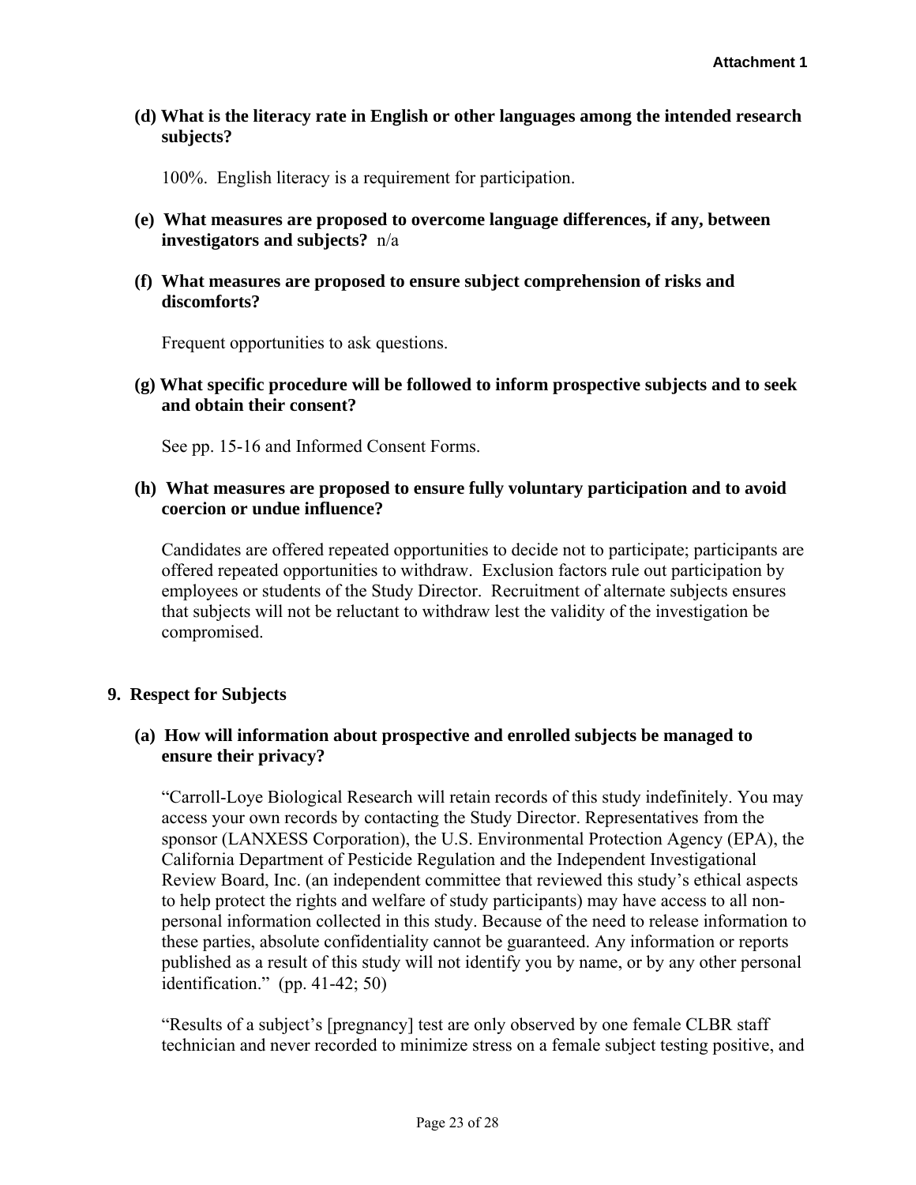**(d) What is the literacy rate in English or other languages among the intended research subjects?**

100%. English literacy is a requirement for participation.

**(e) What measures are proposed to overcome language differences, if any, between investigators and subjects?** n/a

**(f) What measures are proposed to ensure subject comprehension of risks and discomforts?**

Frequent opportunities to ask questions.

**(g) What specific procedure will be followed to inform prospective subjects and to seek and obtain their consent?**

See pp. 15-16 and Informed Consent Forms.

**(h) What measures are proposed to ensure fully voluntary participation and to avoid coercion or undue influence?**

Candidates are offered repeated opportunities to decide not to participate; participants are offered repeated opportunities to withdraw. Exclusion factors rule out participation by employees or students of the Study Director. Recruitment of alternate subjects ensures that subjects will not be reluctant to withdraw lest the validity of the investigation be compromised.

## 9. Respect for Subjects

**(a) How will information about prospective and enrolled subjects be managed to ensure their privacy?**

"Carroll-Loye Biological Research will retain records of this study indefinitely. You may access your own records by contacting the Study Director. Representatives from the sponsor (LANXESS Corporation), the U.S. Environmental Protection Agency (EPA), the California Department of Pesticide Regulation and the Independent Investigational Review Board, Inc. (an independent committee that reviewed this study's ethical aspects to help protect the rights and welfare of study participants) may have access to all non-personal information collected in this study. Because of the need to release information to these parties, absolute confidentiality cannot be guaranteed. Any information or reports published as a result of this study will not identify you by name, or by any other personal identification." (pp. 41-42; 50)

"Results of a subject's [pregnancy] test are only observed by one female CLBR staff technician and never recorded to minimize stress on a female subject testing positive, and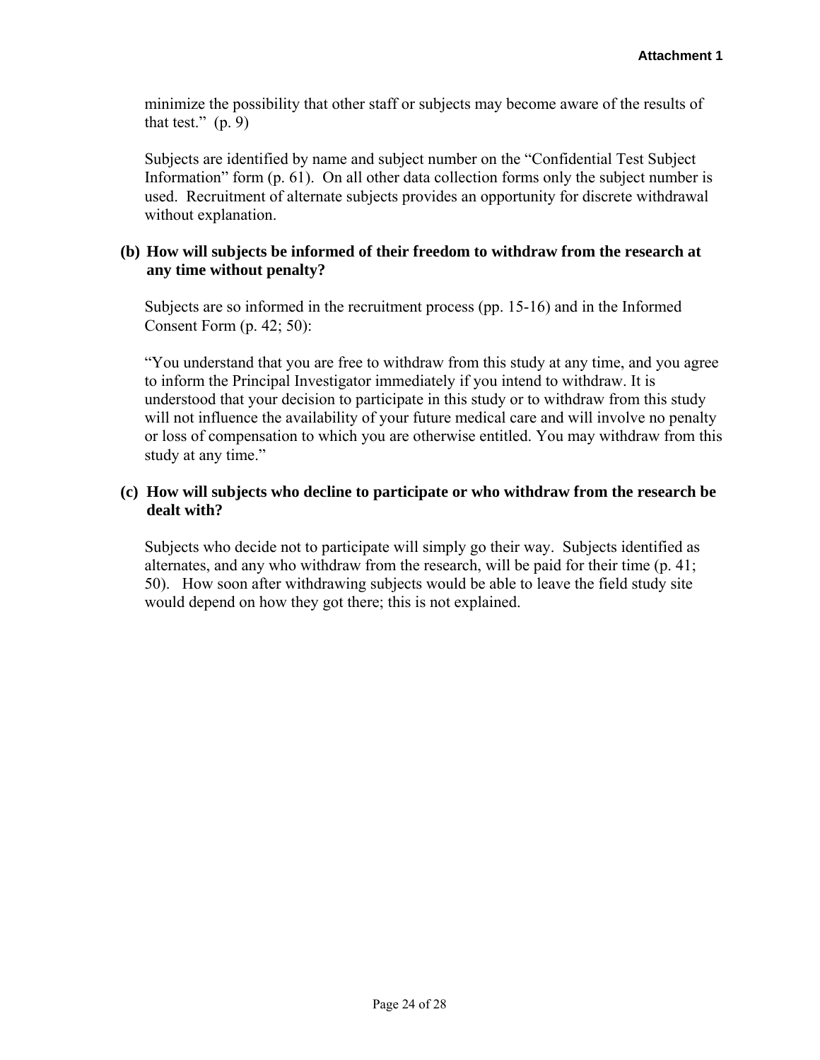minimize the possibility that other staff or subjects may become aware of the results of that test." (p. 9)

Subjects are identified by name and subject number on the "Confidential Test Subject Information" form (p. 61). On all other data collection forms only the subject number is used. Recruitment of alternate subjects provides an opportunity for discrete withdrawal without explanation.

**(b) How will subjects be informed of their freedom to withdraw from the research at any time without penalty?**

Subjects are so informed in the recruitment process (pp. 15-16) and in the Informed Consent Form (p. 42; 50):

"You understand that you are free to withdraw from this study at any time, and you agree to inform the Principal Investigator immediately if you intend to withdraw. It is understood that your decision to participate in this study or to withdraw from this study will not influence the availability of your future medical care and will involve no penalty or loss of compensation to which you are otherwise entitled. You may withdraw from this study at any time."

**(c) How will subjects who decline to participate or who withdraw from the research be dealt with?**

Subjects who decide not to participate will simply go their way. Subjects identified as alternates, and any who withdraw from the research, will be paid for their time (p. 41; 50). How soon after withdrawing subjects would be able to leave the field study site would depend on how they got there; this is not explained.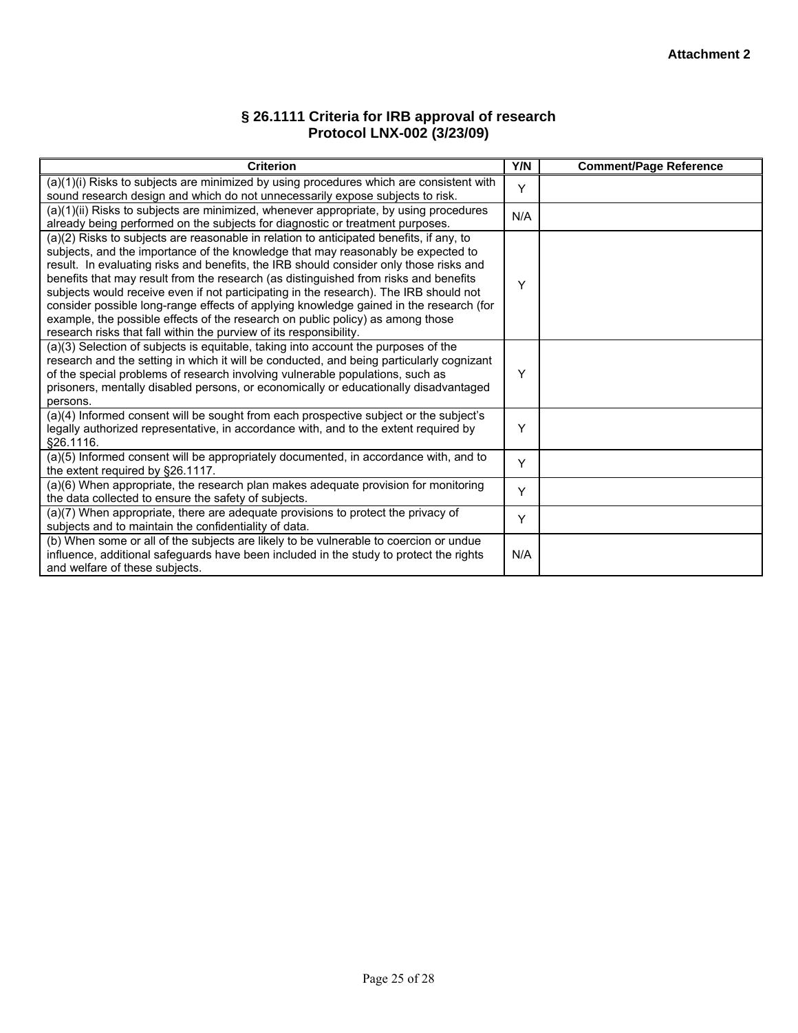**Attachment 2**

## § 26.1111 Criteria for IRB approval of research
## Protocol LNX-002 (3/23/09)

| Criterion | Y/N | Comment/Page Reference |
|---|---|---|
| (a)(1)(i) Risks to subjects are minimized by using procedures which are consistent with sound research design and which do not unnecessarily expose subjects to risk. | Y | |
| (a)(1)(ii) Risks to subjects are minimized, whenever appropriate, by using procedures already being performed on the subjects for diagnostic or treatment purposes. | N/A | |
| (a)(2) Risks to subjects are reasonable in relation to anticipated benefits, if any, to subjects, and the importance of the knowledge that may reasonably be expected to result. In evaluating risks and benefits, the IRB should consider only those risks and benefits that may result from the research (as distinguished from risks and benefits subjects would receive even if not participating in the research). The IRB should not consider possible long-range effects of applying knowledge gained in the research (for example, the possible effects of the research on public policy) as among those research risks that fall within the purview of its responsibility. | Y | |
| (a)(3) Selection of subjects is equitable, taking into account the purposes of the research and the setting in which it will be conducted, and being particularly cognizant of the special problems of research involving vulnerable populations, such as prisoners, mentally disabled persons, or economically or educationally disadvantaged persons. | Y | |
| (a)(4) Informed consent will be sought from each prospective subject or the subject's legally authorized representative, in accordance with, and to the extent required by §26.1116. | Y | |
| (a)(5) Informed consent will be appropriately documented, in accordance with, and to the extent required by §26.1117. | Y | |
| (a)(6) When appropriate, the research plan makes adequate provision for monitoring the data collected to ensure the safety of subjects. | Y | |
| (a)(7) When appropriate, there are adequate provisions to protect the privacy of subjects and to maintain the confidentiality of data. | Y | |
| (b) When some or all of the subjects are likely to be vulnerable to coercion or undue influence, additional safeguards have been included in the study to protect the rights and welfare of these subjects. | N/A | |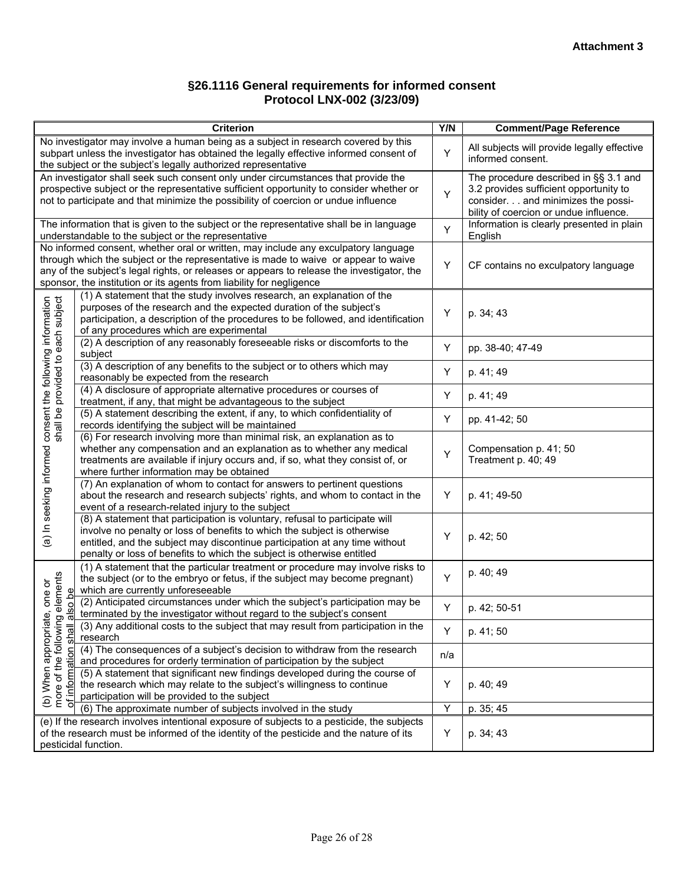**Attachment 3**

## §26.1116 General requirements for informed consent
## Protocol LNX-002 (3/23/09)

| | Criterion | Y/N | Comment/Page Reference |
|---|---|---|---|
| No investigator may involve a human being as a subject in research covered by this subpart unless the investigator has obtained the legally effective informed consent of the subject or the subject's legally authorized representative | | Y | All subjects will provide legally effective informed consent. |
| An investigator shall seek such consent only under circumstances that provide the prospective subject or the representative sufficient opportunity to consider whether or not to participate and that minimize the possibility of coercion or undue influence | | Y | The procedure described in §§ 3.1 and 3.2 provides sufficient opportunity to consider. . . and minimizes the possibility of coercion or undue influence. |
| The information that is given to the subject or the representative shall be in language understandable to the subject or the representative | | Y | Information is clearly presented in plain English |
| No informed consent, whether oral or written, may include any exculpatory language through which the subject or the representative is made to waive or appear to waive any of the subject's legal rights, or releases or appears to release the investigator, the sponsor, the institution or its agents from liability for negligence | | Y | CF contains no exculpatory language |
| (a) In seeking informed consent the following information shall be provided to each subject | (1) A statement that the study involves research, an explanation of the purposes of the research and the expected duration of the subject's participation, a description of the procedures to be followed, and identification of any procedures which are experimental | Y | p. 34; 43 |
| | (2) A description of any reasonably foreseeable risks or discomforts to the subject | Y | pp. 38-40; 47-49 |
| | (3) A description of any benefits to the subject or to others which may reasonably be expected from the research | Y | p. 41; 49 |
| | (4) A disclosure of appropriate alternative procedures or courses of treatment, if any, that might be advantageous to the subject | Y | p. 41; 49 |
| | (5) A statement describing the extent, if any, to which confidentiality of records identifying the subject will be maintained | Y | pp. 41-42; 50 |
| | (6) For research involving more than minimal risk, an explanation as to whether any compensation and an explanation as to whether any medical treatments are available if injury occurs and, if so, what they consist of, or where further information may be obtained | Y | Compensation p. 41; 50<br>Treatment p. 40; 49 |
| | (7) An explanation of whom to contact for answers to pertinent questions about the research and research subjects' rights, and whom to contact in the event of a research-related injury to the subject | Y | p. 41; 49-50 |
| | (8) A statement that participation is voluntary, refusal to participate will involve no penalty or loss of benefits to which the subject is otherwise entitled, and the subject may discontinue participation at any time without penalty or loss of benefits to which the subject is otherwise entitled | Y | p. 42; 50 |
| (b) When appropriate, one or more of the following elements of information shall also be | (1) A statement that the particular treatment or procedure may involve risks to the subject (or to the embryo or fetus, if the subject may become pregnant) which are currently unforeseeable | Y | p. 40; 49 |
| | (2) Anticipated circumstances under which the subject's participation may be terminated by the investigator without regard to the subject's consent | Y | p. 42; 50-51 |
| | (3) Any additional costs to the subject that may result from participation in the research | Y | p. 41; 50 |
| | (4) The consequences of a subject's decision to withdraw from the research and procedures for orderly termination of participation by the subject | n/a | |
| | (5) A statement that significant new findings developed during the course of the research which may relate to the subject's willingness to continue participation will be provided to the subject | Y | p. 40; 49 |
| | (6) The approximate number of subjects involved in the study | Y | p. 35; 45 |
| (e) If the research involves intentional exposure of subjects to a pesticide, the subjects of the research must be informed of the identity of the pesticide and the nature of its pesticidal function. | | Y | p. 34; 43 |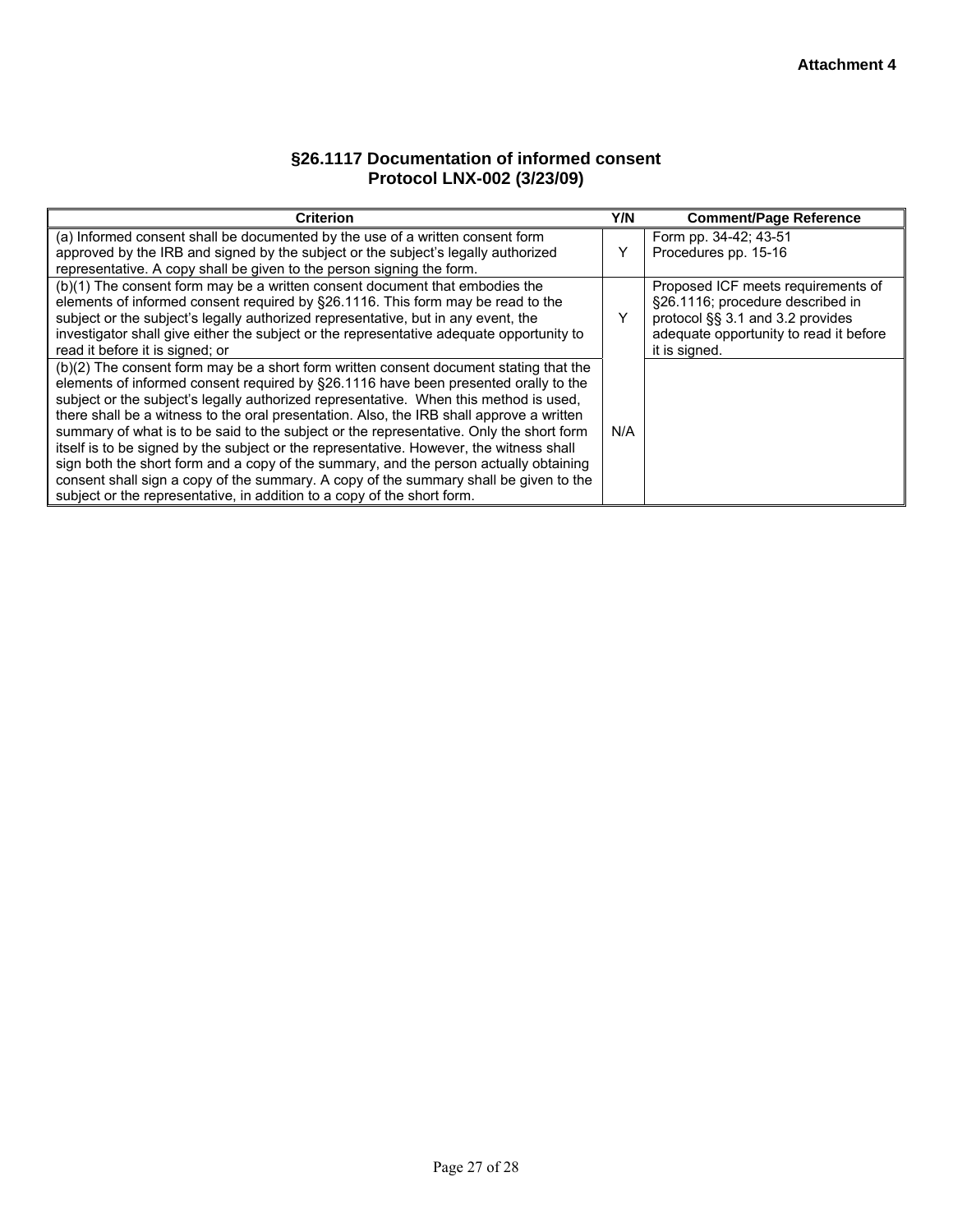**Attachment 4**

## §26.1117 Documentation of informed consent
## Protocol LNX-002 (3/23/09)

| Criterion | Y/N | Comment/Page Reference |
|---|---|---|
| (a) Informed consent shall be documented by the use of a written consent form approved by the IRB and signed by the subject or the subject's legally authorized representative. A copy shall be given to the person signing the form. | Y | Form pp. 34-42; 43-51<br>Procedures pp. 15-16 |
| (b)(1) The consent form may be a written consent document that embodies the elements of informed consent required by §26.1116. This form may be read to the subject or the subject's legally authorized representative, but in any event, the investigator shall give either the subject or the representative adequate opportunity to read it before it is signed; or | Y | Proposed ICF meets requirements of §26.1116; procedure described in protocol §§ 3.1 and 3.2 provides adequate opportunity to read it before it is signed. |
| (b)(2) The consent form may be a short form written consent document stating that the elements of informed consent required by §26.1116 have been presented orally to the subject or the subject's legally authorized representative. When this method is used, there shall be a witness to the oral presentation. Also, the IRB shall approve a written summary of what is to be said to the subject or the representative. Only the short form itself is to be signed by the subject or the representative. However, the witness shall sign both the short form and a copy of the summary, and the person actually obtaining consent shall sign a copy of the summary. A copy of the summary shall be given to the subject or the representative, in addition to a copy of the short form. | N/A | |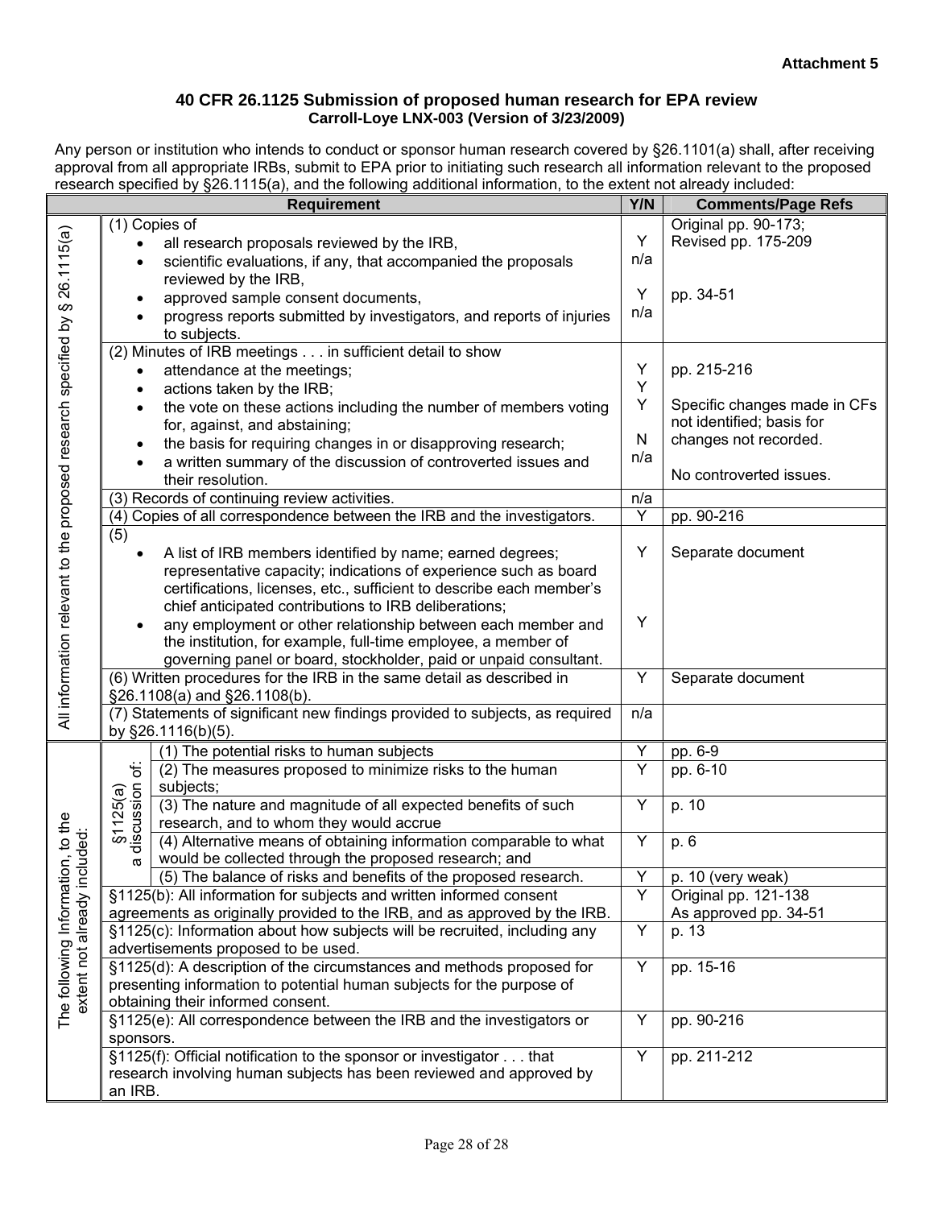**Attachment 5**

## 40 CFR 26.1125 Submission of proposed human research for EPA review

**Carroll-Loye LNX-003 (Version of 3/23/2009)**

Any person or institution who intends to conduct or sponsor human research covered by §26.1101(a) shall, after receiving approval from all appropriate IRBs, submit to EPA prior to initiating such research all information relevant to the proposed research specified by §26.1115(a), and the following additional information, to the extent not already included:

| | | Requirement | Y/N | Comments/Page Refs |
|---|---|---|---|---|
| All information relevant to the proposed research specified by § 26.1115(a) | | (1) Copies of<br>• all research proposals reviewed by the IRB,<br>• scientific evaluations, if any, that accompanied the proposals reviewed by the IRB,<br>• approved sample consent documents,<br>• progress reports submitted by investigators, and reports of injuries to subjects. | Y<br>n/a<br><br>Y<br>n/a | Original pp. 90-173;<br>Revised pp. 175-209<br><br>pp. 34-51 |
| | | (2) Minutes of IRB meetings . . . in sufficient detail to show<br>• attendance at the meetings;<br>• actions taken by the IRB;<br>• the vote on these actions including the number of members voting for, against, and abstaining;<br>• the basis for requiring changes in or disapproving research;<br>• a written summary of the discussion of controverted issues and their resolution. | Y<br>Y<br>Y<br><br>N<br>n/a | pp. 215-216<br><br>Specific changes made in CFs not identified; basis for changes not recorded.<br><br>No controverted issues. |
| | | (3) Records of continuing review activities. | n/a | |
| | | (4) Copies of all correspondence between the IRB and the investigators. | Y | pp. 90-216 |
| | | (5)<br>• A list of IRB members identified by name; earned degrees; representative capacity; indications of experience such as board certifications, licenses, etc., sufficient to describe each member's chief anticipated contributions to IRB deliberations;<br>• any employment or other relationship between each member and the institution, for example, full-time employee, a member of governing panel or board, stockholder, paid or unpaid consultant. | Y<br><br><br><br>Y | Separate document |
| | | (6) Written procedures for the IRB in the same detail as described in §26.1108(a) and §26.1108(b). | Y | Separate document |
| | | (7) Statements of significant new findings provided to subjects, as required by §26.1116(b)(5). | n/a | |
| The following Information, to the extent not already included: | §1125(a) a discussion of: | (1) The potential risks to human subjects | Y | pp. 6-9 |
| | | (2) The measures proposed to minimize risks to the human subjects; | Y | pp. 6-10 |
| | | (3) The nature and magnitude of all expected benefits of such research, and to whom they would accrue | Y | p. 10 |
| | | (4) Alternative means of obtaining information comparable to what would be collected through the proposed research; and | Y | p. 6 |
| | | (5) The balance of risks and benefits of the proposed research. | Y | p. 10 (very weak) |
| | | §1125(b): All information for subjects and written informed consent agreements as originally provided to the IRB, and as approved by the IRB. | Y | Original pp. 121-138<br>As approved pp. 34-51 |
| | | §1125(c): Information about how subjects will be recruited, including any advertisements proposed to be used. | Y | p. 13 |
| | | §1125(d): A description of the circumstances and methods proposed for presenting information to potential human subjects for the purpose of obtaining their informed consent. | Y | pp. 15-16 |
| | | §1125(e): All correspondence between the IRB and the investigators or sponsors. | Y | pp. 90-216 |
| | | §1125(f): Official notification to the sponsor or investigator . . . that research involving human subjects has been reviewed and approved by an IRB. | Y | pp. 211-212 |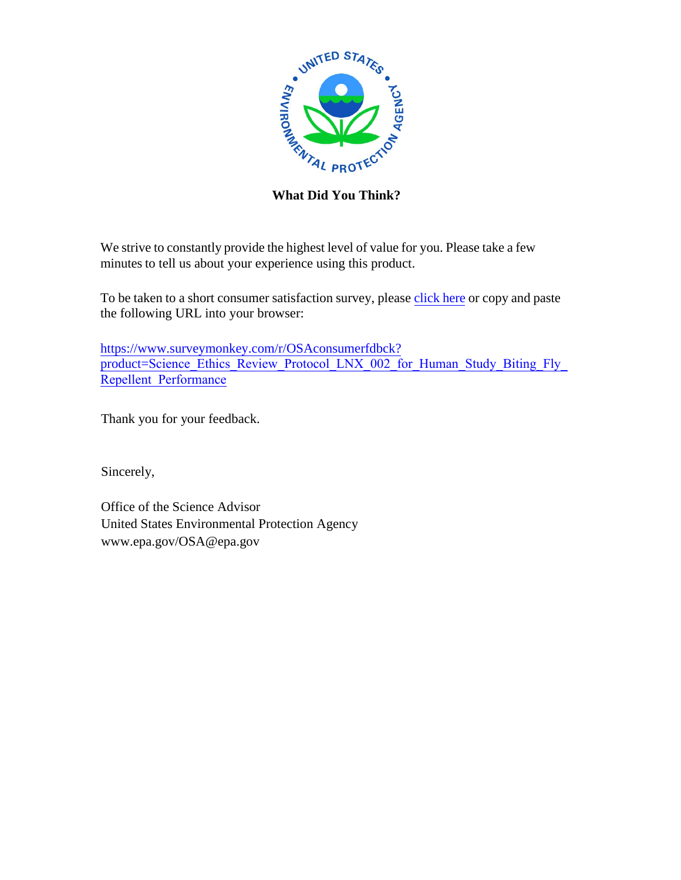**What Did You Think?**

We strive to constantly provide the highest level of value for you. Please take a few minutes to tell us about your experience using this product.

To be taken to a short consumer satisfaction survey, please click here or copy and paste the following URL into your browser:

https://www.surveymonkey.com/r/OSAconsumerfdbck?product=Science_Ethics_Review_Protocol_LNX_002_for_Human_Study_Biting_Fly_Repellent_Performance

Thank you for your feedback.

Sincerely,

Office of the Science Advisor
United States Environmental Protection Agency
www.epa.gov/OSA@epa.gov